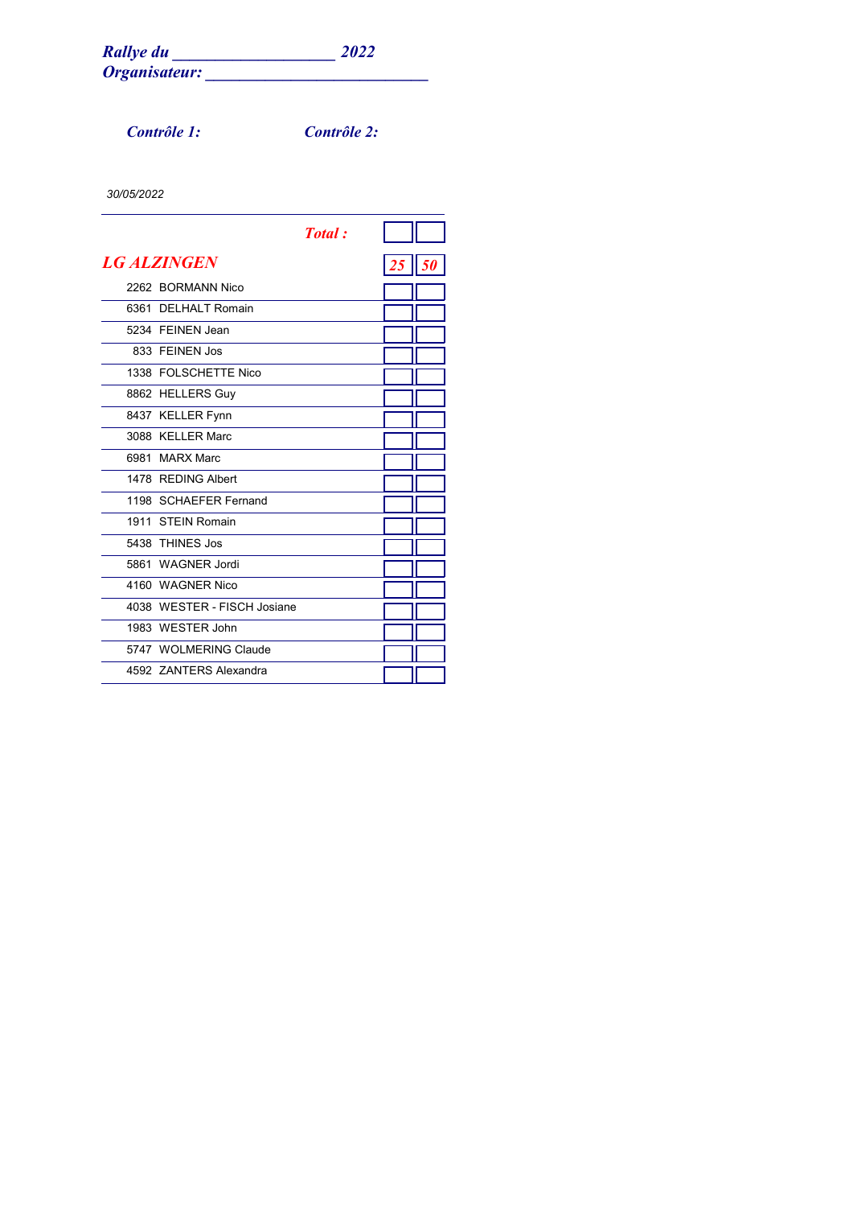***Rallye du ___________________ 2022***
***Organisateur: __________________________***

***Contrôle 1:*** ***Contrôle 2:***

*30/05/2022*

| | | ***Total :*** | | |
|---|---|---|---|---|
| ***LG ALZINGEN*** | | | ***25*** | ***50*** |
| 2262 | BORMANN Nico | | | |
| 6361 | DELHALT Romain | | | |
| 5234 | FEINEN Jean | | | |
| 833 | FEINEN Jos | | | |
| 1338 | FOLSCHETTE Nico | | | |
| 8862 | HELLERS Guy | | | |
| 8437 | KELLER Fynn | | | |
| 3088 | KELLER Marc | | | |
| 6981 | MARX Marc | | | |
| 1478 | REDING Albert | | | |
| 1198 | SCHAEFER Fernand | | | |
| 1911 | STEIN Romain | | | |
| 5438 | THINES Jos | | | |
| 5861 | WAGNER Jordi | | | |
| 4160 | WAGNER Nico | | | |
| 4038 | WESTER - FISCH Josiane | | | |
| 1983 | WESTER John | | | |
| 5747 | WOLMERING Claude | | | |
| 4592 | ZANTERS Alexandra | | | |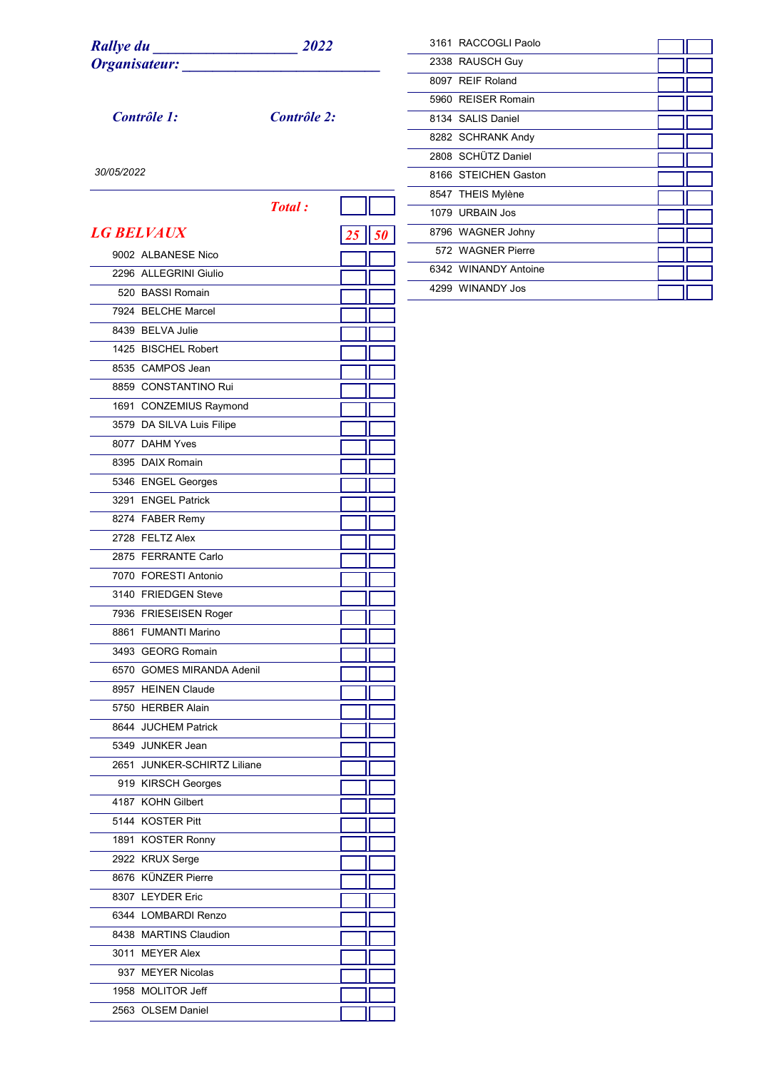**_Rallye du ___________________ 2022_**
**_Organisateur: ____________________________**

**_Contrôle 1:_** **_Contrôle 2:_**

30/05/2022

**_Total :_**

## _LG BELVAUX_

| | | 25 | 50 |
|---|---|---|---|
| 9002 | ALBANESE Nico | | |
| 2296 | ALLEGRINI Giulio | | |
| 520 | BASSI Romain | | |
| 7924 | BELCHE Marcel | | |
| 8439 | BELVA Julie | | |
| 1425 | BISCHEL Robert | | |
| 8535 | CAMPOS Jean | | |
| 8859 | CONSTANTINO Rui | | |
| 1691 | CONZEMIUS Raymond | | |
| 3579 | DA SILVA Luis Filipe | | |
| 8077 | DAHM Yves | | |
| 8395 | DAIX Romain | | |
| 5346 | ENGEL Georges | | |
| 3291 | ENGEL Patrick | | |
| 8274 | FABER Remy | | |
| 2728 | FELTZ Alex | | |
| 2875 | FERRANTE Carlo | | |
| 7070 | FORESTI Antonio | | |
| 3140 | FRIEDGEN Steve | | |
| 7936 | FRIESEISEN Roger | | |
| 8861 | FUMANTI Marino | | |
| 3493 | GEORG Romain | | |
| 6570 | GOMES MIRANDA Adenil | | |
| 8957 | HEINEN Claude | | |
| 5750 | HERBER Alain | | |
| 8644 | JUCHEM Patrick | | |
| 5349 | JUNKER Jean | | |
| 2651 | JUNKER-SCHIRTZ Liliane | | |
| 919 | KIRSCH Georges | | |
| 4187 | KOHN Gilbert | | |
| 5144 | KOSTER Pitt | | |
| 1891 | KOSTER Ronny | | |
| 2922 | KRUX Serge | | |
| 8676 | KÜNZER Pierre | | |
| 8307 | LEYDER Eric | | |
| 6344 | LOMBARDI Renzo | | |
| 8438 | MARTINS Claudion | | |
| 3011 | MEYER Alex | | |
| 937 | MEYER Nicolas | | |
| 1958 | MOLITOR Jeff | | |
| 2563 | OLSEM Daniel | | |
| 3161 | RACCOGLI Paolo | | |
| 2338 | RAUSCH Guy | | |
| 8097 | REIF Roland | | |
| 5960 | REISER Romain | | |
| 8134 | SALIS Daniel | | |
| 8282 | SCHRANK Andy | | |
| 2808 | SCHÜTZ Daniel | | |
| 8166 | STEICHEN Gaston | | |
| 8547 | THEIS Mylène | | |
| 1079 | URBAIN Jos | | |
| 8796 | WAGNER Johny | | |
| 572 | WAGNER Pierre | | |
| 6342 | WINANDY Antoine | | |
| 4299 | WINANDY Jos | | |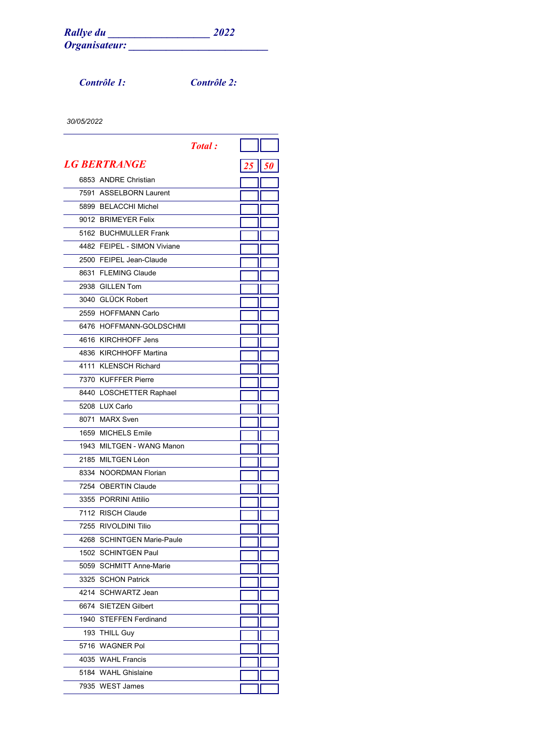***Rallye du \_\_\_\_\_\_\_\_\_\_\_\_\_\_\_\_\_\_\_\_ 2022***
***Organisateur: \_\_\_\_\_\_\_\_\_\_\_\_\_\_\_\_\_\_\_\_\_\_\_\_\_\_\_\_***

***Contrôle 1:*** ***Contrôle 2:***

*30/05/2022*

| | ***Total :*** | | |
|---|---|---|---|
| ***LG BERTRANGE*** | | ***25*** | ***50*** |
| 6853 | ANDRE Christian | | |
| 7591 | ASSELBORN Laurent | | |
| 5899 | BELACCHI Michel | | |
| 9012 | BRIMEYER Felix | | |
| 5162 | BUCHMULLER Frank | | |
| 4482 | FEIPEL - SIMON Viviane | | |
| 2500 | FEIPEL Jean-Claude | | |
| 8631 | FLEMING Claude | | |
| 2938 | GILLEN Tom | | |
| 3040 | GLÜCK Robert | | |
| 2559 | HOFFMANN Carlo | | |
| 6476 | HOFFMANN-GOLDSCHMI | | |
| 4616 | KIRCHHOFF Jens | | |
| 4836 | KIRCHHOFF Martina | | |
| 4111 | KLENSCH Richard | | |
| 7370 | KUFFFER Pierre | | |
| 8440 | LOSCHETTER Raphael | | |
| 5208 | LUX Carlo | | |
| 8071 | MARX Sven | | |
| 1659 | MICHELS Emile | | |
| 1943 | MILTGEN - WANG Manon | | |
| 2185 | MILTGEN Léon | | |
| 8334 | NOORDMAN Florian | | |
| 7254 | OBERTIN Claude | | |
| 3355 | PORRINI Attilio | | |
| 7112 | RISCH Claude | | |
| 7255 | RIVOLDINI Tilio | | |
| 4268 | SCHINTGEN Marie-Paule | | |
| 1502 | SCHINTGEN Paul | | |
| 5059 | SCHMITT Anne-Marie | | |
| 3325 | SCHON Patrick | | |
| 4214 | SCHWARTZ Jean | | |
| 6674 | SIETZEN Gilbert | | |
| 1940 | STEFFEN Ferdinand | | |
| 193 | THILL Guy | | |
| 5716 | WAGNER Pol | | |
| 4035 | WAHL Francis | | |
| 5184 | WAHL Ghislaine | | |
| 7935 | WEST James | | |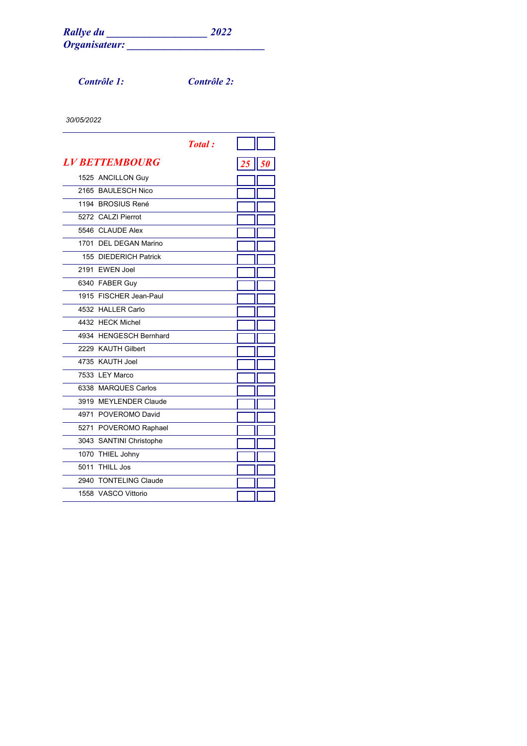***Rallye du ___________________ 2022***
***Organisateur: __________________________***

***Contrôle 1:*** ***Contrôle 2:***

*30/05/2022*

| | ***Total :*** | | |
|---|---|---|---|
| ***LV BETTEMBOURG*** | | ***25*** | ***50*** |
| 1525 | ANCILLON Guy | | |
| 2165 | BAULESCH Nico | | |
| 1194 | BROSIUS René | | |
| 5272 | CALZI Pierrot | | |
| 5546 | CLAUDE Alex | | |
| 1701 | DEL DEGAN Marino | | |
| 155 | DIEDERICH Patrick | | |
| 2191 | EWEN Joel | | |
| 6340 | FABER Guy | | |
| 1915 | FISCHER Jean-Paul | | |
| 4532 | HALLER Carlo | | |
| 4432 | HECK Michel | | |
| 4934 | HENGESCH Bernhard | | |
| 2229 | KAUTH Gilbert | | |
| 4735 | KAUTH Joel | | |
| 7533 | LEY Marco | | |
| 6338 | MARQUES Carlos | | |
| 3919 | MEYLENDER Claude | | |
| 4971 | POVEROMO David | | |
| 5271 | POVEROMO Raphael | | |
| 3043 | SANTINI Christophe | | |
| 1070 | THIEL Johny | | |
| 5011 | THILL Jos | | |
| 2940 | TONTELING Claude | | |
| 1558 | VASCO Vittorio | | |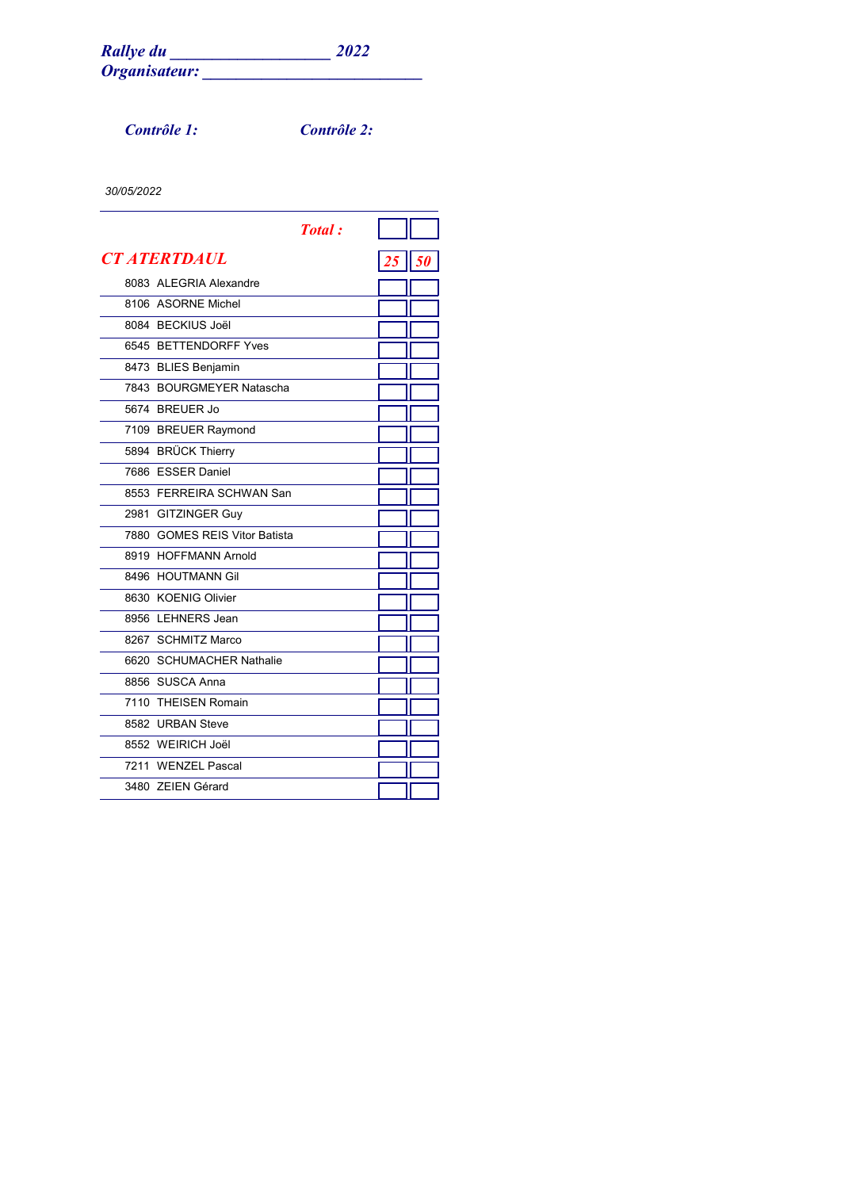***Rallye du ___________________ 2022***
***Organisateur: __________________________***

***Contrôle 1:*** ***Contrôle 2:***

*30/05/2022*

| | ***Total :*** | | |
|---|---|---|---|
| ***CT ATERTDAUL*** | | ***25*** | ***50*** |
| 8083 | ALEGRIA Alexandre | | |
| 8106 | ASORNE Michel | | |
| 8084 | BECKIUS Joël | | |
| 6545 | BETTENDORFF Yves | | |
| 8473 | BLIES Benjamin | | |
| 7843 | BOURGMEYER Natascha | | |
| 5674 | BREUER Jo | | |
| 7109 | BREUER Raymond | | |
| 5894 | BRÜCK Thierry | | |
| 7686 | ESSER Daniel | | |
| 8553 | FERREIRA SCHWAN San | | |
| 2981 | GITZINGER Guy | | |
| 7880 | GOMES REIS Vitor Batista | | |
| 8919 | HOFFMANN Arnold | | |
| 8496 | HOUTMANN Gil | | |
| 8630 | KOENIG Olivier | | |
| 8956 | LEHNERS Jean | | |
| 8267 | SCHMITZ Marco | | |
| 6620 | SCHUMACHER Nathalie | | |
| 8856 | SUSCA Anna | | |
| 7110 | THEISEN Romain | | |
| 8582 | URBAN Steve | | |
| 8552 | WEIRICH Joël | | |
| 7211 | WENZEL Pascal | | |
| 3480 | ZEIEN Gérard | | |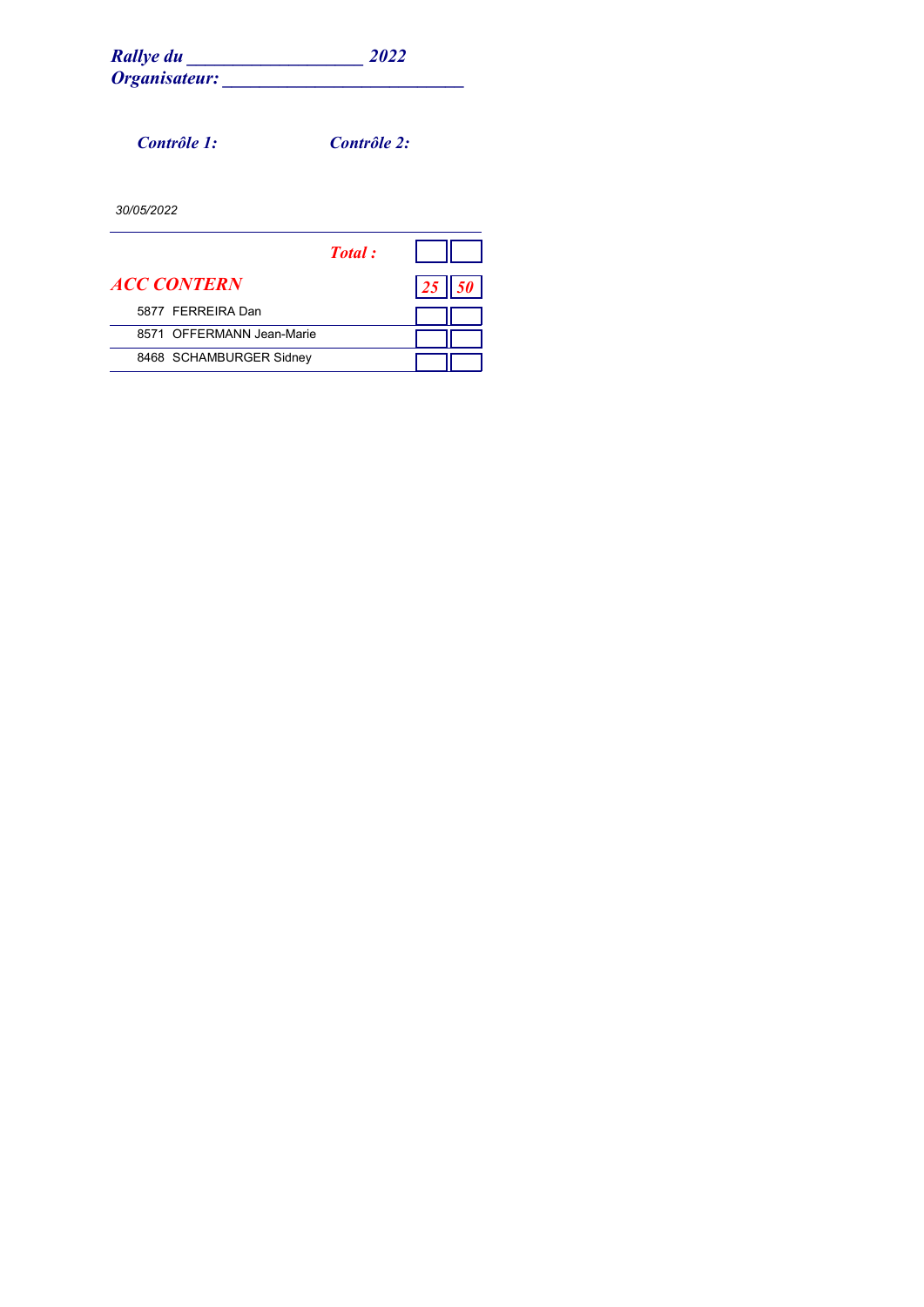***Rallye du ___________________ 2022***
***Organisateur: __________________________***

***Contrôle 1:*** ***Contrôle 2:***

*30/05/2022*

| | ***Total :*** | | |
|---|---|---|---|
| ***ACC CONTERN*** | | ***25*** | ***50*** |
| 5877 FERREIRA Dan | | | |
| 8571 OFFERMANN Jean-Marie | | | |
| 8468 SCHAMBURGER Sidney | | | |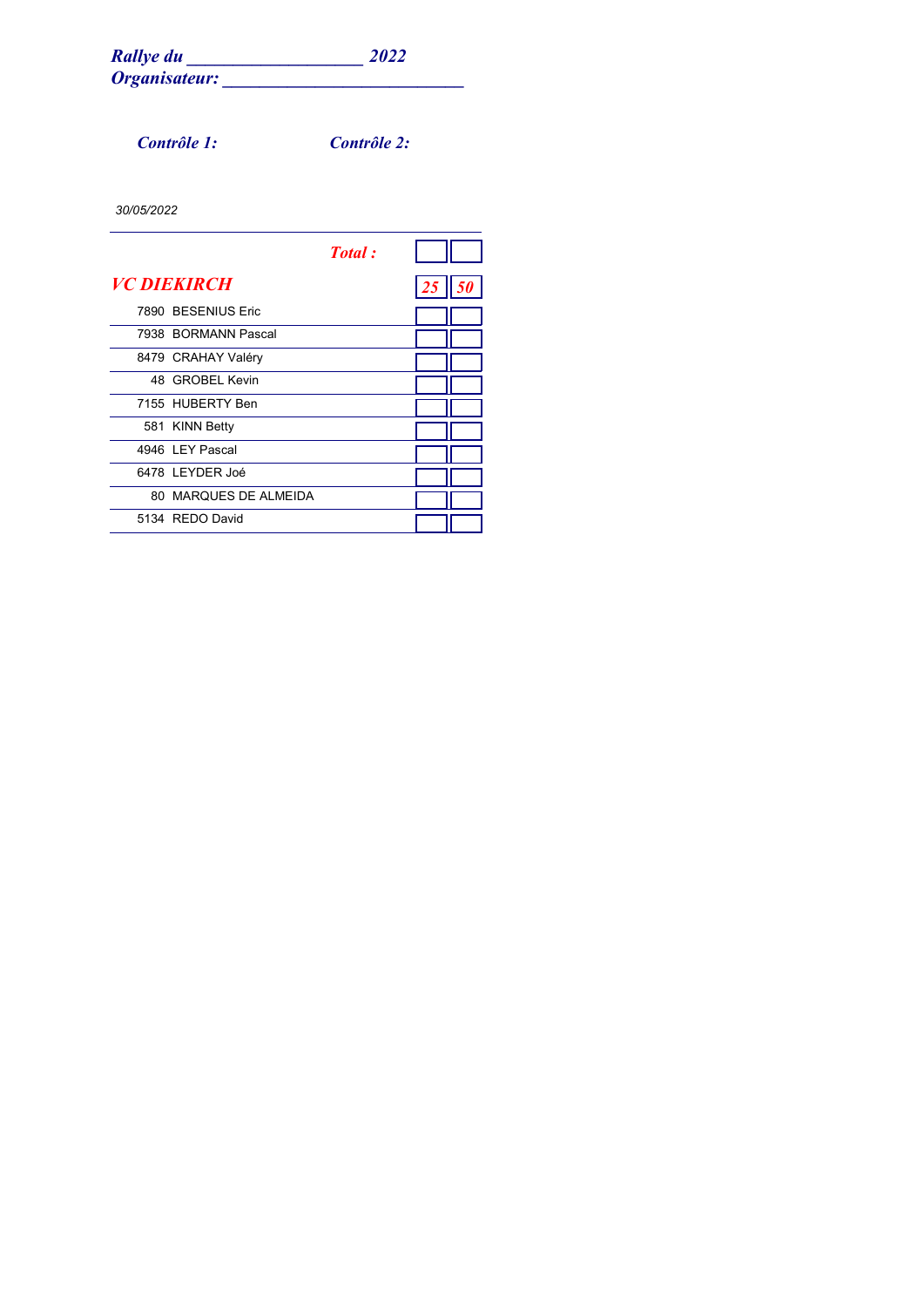***Rallye du \_\_\_\_\_\_\_\_\_\_\_\_\_\_\_\_\_\_\_ 2022***
***Organisateur: \_\_\_\_\_\_\_\_\_\_\_\_\_\_\_\_\_\_\_\_\_\_\_\_\_\_***

***Contrôle 1:*** ***Contrôle 2:***

*30/05/2022*

| | ***Total :*** | | |
|---|---|---|---|
| ***VC DIEKIRCH*** | | ***25*** | ***50*** |
| 7890 | BESENIUS Eric | | |
| 7938 | BORMANN Pascal | | |
| 8479 | CRAHAY Valéry | | |
| 48 | GROBEL Kevin | | |
| 7155 | HUBERTY Ben | | |
| 581 | KINN Betty | | |
| 4946 | LEY Pascal | | |
| 6478 | LEYDER Joé | | |
| 80 | MARQUES DE ALMEIDA | | |
| 5134 | REDO David | | |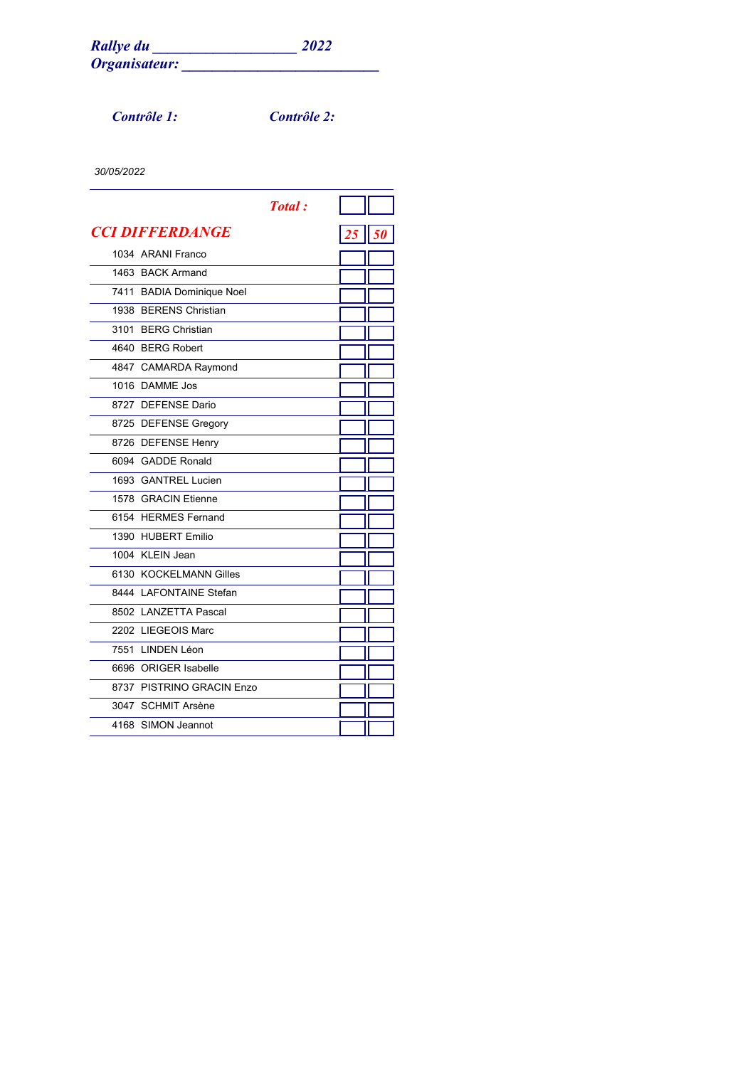***Rallye du ___________________ 2022***
***Organisateur: __________________________***

***Contrôle 1:*** ***Contrôle 2:***

*30/05/2022*

| | ***Total :*** | | |
|---|---|---|---|
| ***CCI DIFFERDANGE*** | | ***25*** | ***50*** |
| 1034 | ARANI Franco | | |
| 1463 | BACK Armand | | |
| 7411 | BADIA Dominique Noel | | |
| 1938 | BERENS Christian | | |
| 3101 | BERG Christian | | |
| 4640 | BERG Robert | | |
| 4847 | CAMARDA Raymond | | |
| 1016 | DAMME Jos | | |
| 8727 | DEFENSE Dario | | |
| 8725 | DEFENSE Gregory | | |
| 8726 | DEFENSE Henry | | |
| 6094 | GADDE Ronald | | |
| 1693 | GANTREL Lucien | | |
| 1578 | GRACIN Etienne | | |
| 6154 | HERMES Fernand | | |
| 1390 | HUBERT Emilio | | |
| 1004 | KLEIN Jean | | |
| 6130 | KOCKELMANN Gilles | | |
| 8444 | LAFONTAINE Stefan | | |
| 8502 | LANZETTA Pascal | | |
| 2202 | LIEGEOIS Marc | | |
| 7551 | LINDEN Léon | | |
| 6696 | ORIGER Isabelle | | |
| 8737 | PISTRINO GRACIN Enzo | | |
| 3047 | SCHMIT Arsène | | |
| 4168 | SIMON Jeannot | | |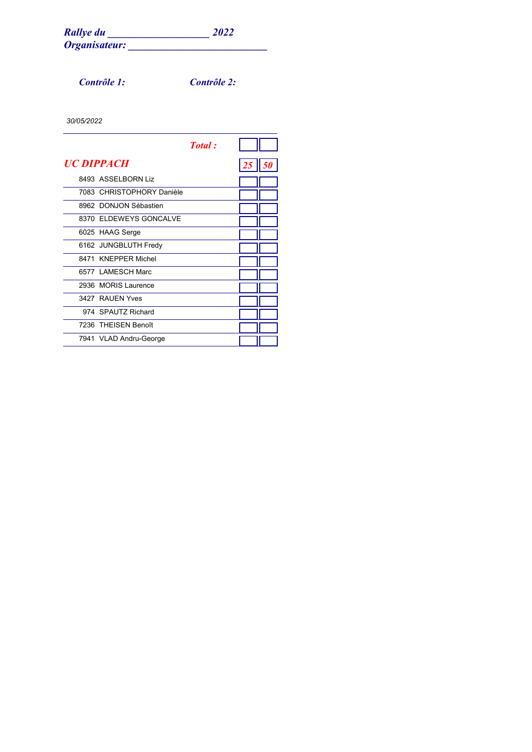***Rallye du ____________________ 2022***
***Organisateur: ____________________________***

***Contrôle 1:*** ***Contrôle 2:***

*30/05/2022*

| | | | |
|---|---|---|---|
| | ***Total :*** | | |
| ***UC DIPPACH*** | | ***25*** | ***50*** |
| 8493 | ASSELBORN Liz | | |
| 7083 | CHRISTOPHORY Danièle | | |
| 8962 | DONJON Sébastien | | |
| 8370 | ELDEWEYS GONCALVE | | |
| 6025 | HAAG Serge | | |
| 6162 | JUNGBLUTH Fredy | | |
| 8471 | KNEPPER Michel | | |
| 6577 | LAMESCH Marc | | |
| 2936 | MORIS Laurence | | |
| 3427 | RAUEN Yves | | |
| 974 | SPAUTZ Richard | | |
| 7236 | THEISEN Benoît | | |
| 7941 | VLAD Andru-George | | |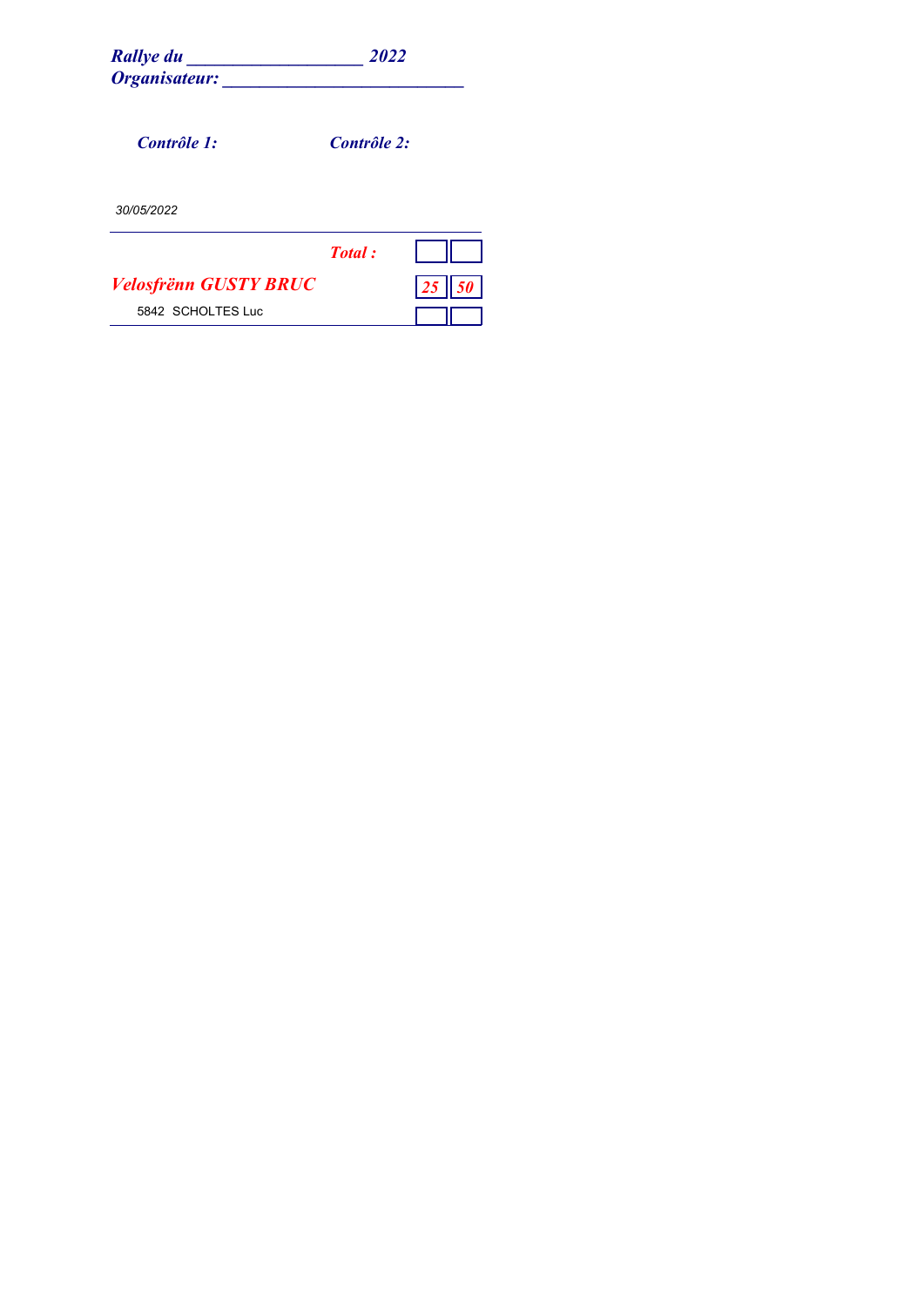***Rallye du ___________________ 2022***
***Organisateur: __________________________***

***Contrôle 1:*** ***Contrôle 2:***

*30/05/2022*

| | ***Total :*** | | |
|---|---|---|---|
| ***Velosfrënn GUSTY BRUC*** | | ***25*** | ***50*** |
| 5842 SCHOLTES Luc | | | |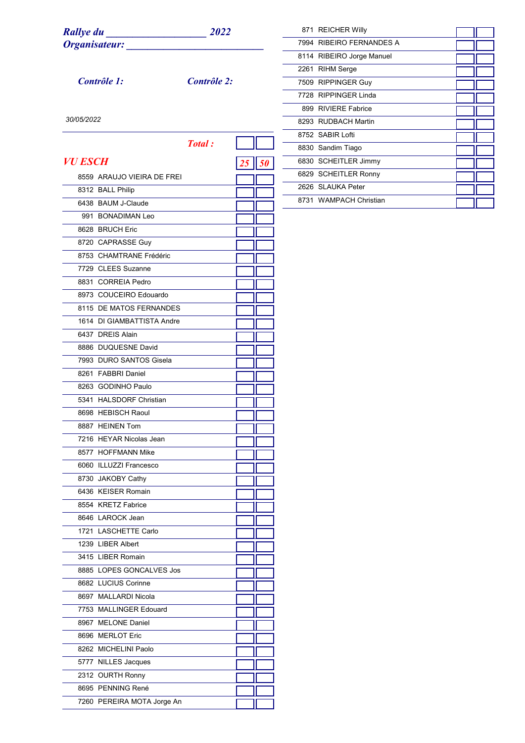***Rallye du \_\_\_\_\_\_\_\_\_\_\_\_\_\_\_\_\_\_\_\_ 2022***
***Organisateur: \_\_\_\_\_\_\_\_\_\_\_\_\_\_\_\_\_\_\_\_\_\_\_\_\_\_\_\_***

***Contrôle 1:*** ***Contrôle 2:***

*30/05/2022*

***Total :***

## *VU ESCH*

| No. | Nom | *25* | *50* |
|---|---|---|---|
| 8559 | ARAUJO VIEIRA DE FREI | | |
| 8312 | BALL Philip | | |
| 6438 | BAUM J-Claude | | |
| 991 | BONADIMAN Leo | | |
| 8628 | BRUCH Eric | | |
| 8720 | CAPRASSE Guy | | |
| 8753 | CHAMTRANE Frédéric | | |
| 7729 | CLEES Suzanne | | |
| 8831 | CORREIA Pedro | | |
| 8973 | COUCEIRO Edouardo | | |
| 8115 | DE MATOS FERNANDES | | |
| 1614 | DI GIAMBATTISTA Andre | | |
| 6437 | DREIS Alain | | |
| 8886 | DUQUESNE David | | |
| 7993 | DURO SANTOS Gisela | | |
| 8261 | FABBRI Daniel | | |
| 8263 | GODINHO Paulo | | |
| 5341 | HALSDORF Christian | | |
| 8698 | HEBISCH Raoul | | |
| 8887 | HEINEN Tom | | |
| 7216 | HEYAR Nicolas Jean | | |
| 8577 | HOFFMANN Mike | | |
| 6060 | ILLUZZI Francesco | | |
| 8730 | JAKOBY Cathy | | |
| 6436 | KEISER Romain | | |
| 8554 | KRETZ Fabrice | | |
| 8646 | LAROCK Jean | | |
| 1721 | LASCHETTE Carlo | | |
| 1239 | LIBER Albert | | |
| 3415 | LIBER Romain | | |
| 8885 | LOPES GONCALVES Jos | | |
| 8682 | LUCIUS Corinne | | |
| 8697 | MALLARDI Nicola | | |
| 7753 | MALLINGER Edouard | | |
| 8967 | MELONE Daniel | | |
| 8696 | MERLOT Eric | | |
| 8262 | MICHELINI Paolo | | |
| 5777 | NILLES Jacques | | |
| 2312 | OURTH Ronny | | |
| 8695 | PENNING René | | |
| 7260 | PEREIRA MOTA Jorge An | | |
| 871 | REICHER Willy | | |
| 7994 | RIBEIRO FERNANDES A | | |
| 8114 | RIBEIRO Jorge Manuel | | |
| 2261 | RIHM Serge | | |
| 7509 | RIPPINGER Guy | | |
| 7728 | RIPPINGER Linda | | |
| 899 | RIVIERE Fabrice | | |
| 8293 | RUDBACH Martin | | |
| 8752 | SABIR Lofti | | |
| 8830 | Sandim Tiago | | |
| 6830 | SCHEITLER Jimmy | | |
| 6829 | SCHEITLER Ronny | | |
| 2626 | SLAUKA Peter | | |
| 8731 | WAMPACH Christian | | |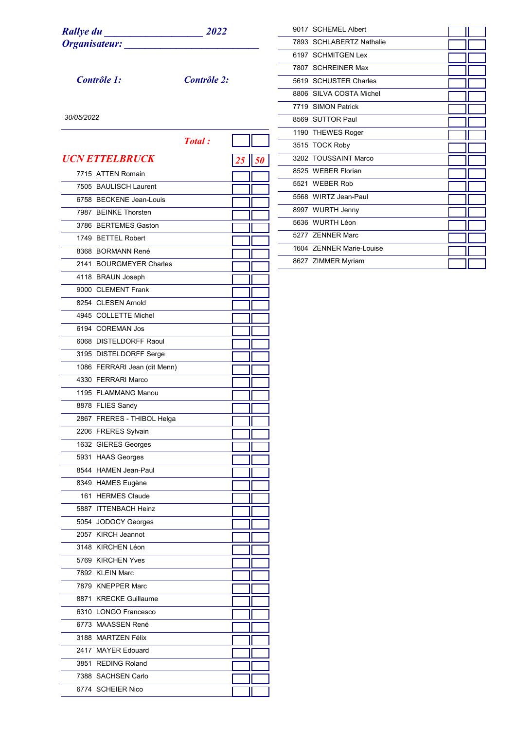*Rallye du ___________________ 2022*
*Organisateur: __________________________*

*Contrôle 1:* *Contrôle 2:*

*30/05/2022*

*Total :*

## *UCN ETTELBRUCK* — *25* *50*

| No. | Nom | | |
|---|---|---|---|
| 7715 | ATTEN Romain | | |
| 7505 | BAULISCH Laurent | | |
| 6758 | BECKENE Jean-Louis | | |
| 7987 | BEINKE Thorsten | | |
| 3786 | BERTEMES Gaston | | |
| 1749 | BETTEL Robert | | |
| 8368 | BORMANN René | | |
| 2141 | BOURGMEYER Charles | | |
| 4118 | BRAUN Joseph | | |
| 9000 | CLEMENT Frank | | |
| 8254 | CLESEN Arnold | | |
| 4945 | COLLETTE Michel | | |
| 6194 | COREMAN Jos | | |
| 6068 | DISTELDORFF Raoul | | |
| 3195 | DISTELDORFF Serge | | |
| 1086 | FERRARI Jean (dit Menn) | | |
| 4330 | FERRARI Marco | | |
| 1195 | FLAMMANG Manou | | |
| 8878 | FLIES Sandy | | |
| 2867 | FRERES - THIBOL Helga | | |
| 2206 | FRERES Sylvain | | |
| 1632 | GIERES Georges | | |
| 5931 | HAAS Georges | | |
| 8544 | HAMEN Jean-Paul | | |
| 8349 | HAMES Eugène | | |
| 161 | HERMES Claude | | |
| 5887 | ITTENBACH Heinz | | |
| 5054 | JODOCY Georges | | |
| 2057 | KIRCH Jeannot | | |
| 3148 | KIRCHEN Léon | | |
| 5769 | KIRCHEN Yves | | |
| 7892 | KLEIN Marc | | |
| 7879 | KNEPPER Marc | | |
| 8871 | KRECKE Guillaume | | |
| 6310 | LONGO Francesco | | |
| 6773 | MAASSEN René | | |
| 3188 | MARTZEN Félix | | |
| 2417 | MAYER Edouard | | |
| 3851 | REDING Roland | | |
| 7388 | SACHSEN Carlo | | |
| 6774 | SCHEIER Nico | | |
| 9017 | SCHEMEL Albert | | |
| 7893 | SCHLABERTZ Nathalie | | |
| 6197 | SCHMITGEN Lex | | |
| 7807 | SCHREINER Max | | |
| 5619 | SCHUSTER Charles | | |
| 8806 | SILVA COSTA Michel | | |
| 7719 | SIMON Patrick | | |
| 8569 | SUTTOR Paul | | |
| 1190 | THEWES Roger | | |
| 3515 | TOCK Roby | | |
| 3202 | TOUSSAINT Marco | | |
| 8525 | WEBER Florian | | |
| 5521 | WEBER Rob | | |
| 5568 | WIRTZ Jean-Paul | | |
| 8997 | WURTH Jenny | | |
| 5636 | WURTH Léon | | |
| 5277 | ZENNER Marc | | |
| 1604 | ZENNER Marie-Louise | | |
| 8627 | ZIMMER Myriam | | |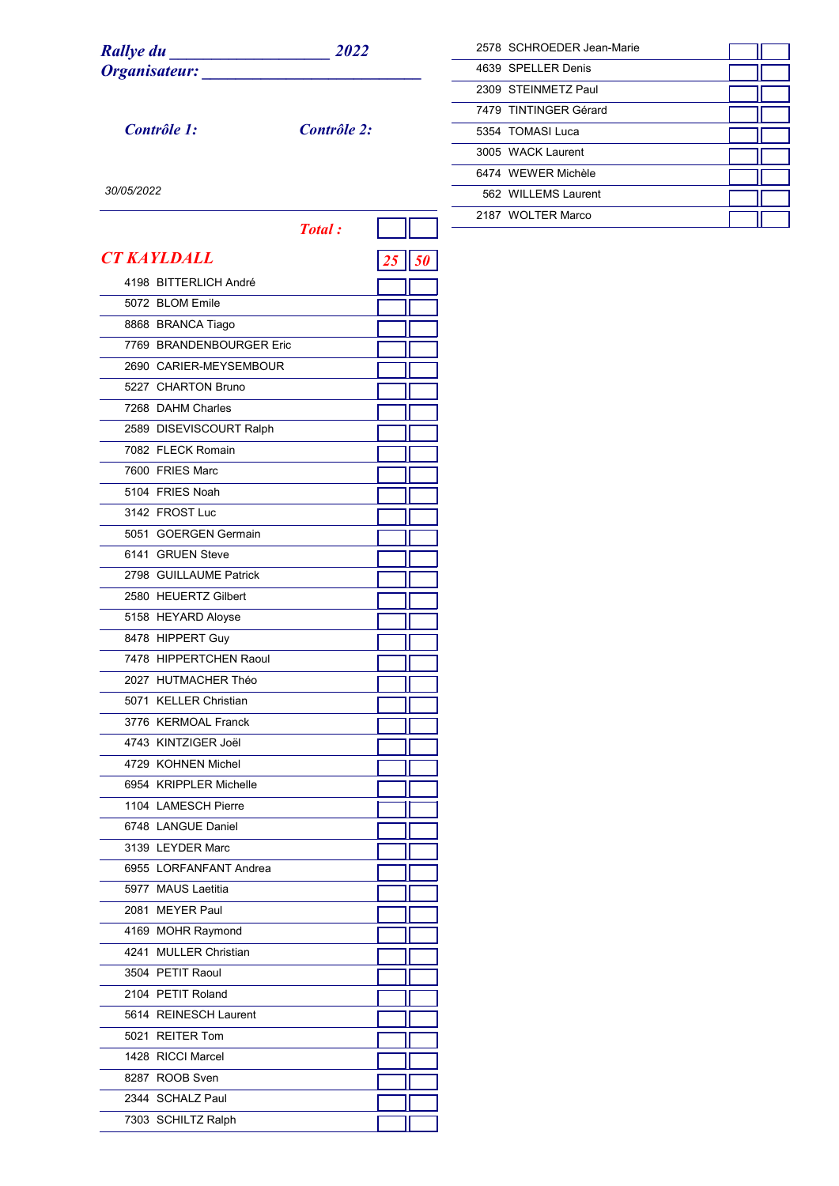***Rallye du ___________________ 2022***
***Organisateur: __________________________***

***Contrôle 1:*** ***Contrôle 2:***

*30/05/2022*

***Total :***

## *CT KAYLDALL*

| | | *25* | *50* |
|---|---|---|---|
| 4198 | BITTERLICH André | | |
| 5072 | BLOM Emile | | |
| 8868 | BRANCA Tiago | | |
| 7769 | BRANDENBOURGER Eric | | |
| 2690 | CARIER-MEYSEMBOUR | | |
| 5227 | CHARTON Bruno | | |
| 7268 | DAHM Charles | | |
| 2589 | DISEVISCOURT Ralph | | |
| 7082 | FLECK Romain | | |
| 7600 | FRIES Marc | | |
| 5104 | FRIES Noah | | |
| 3142 | FROST Luc | | |
| 5051 | GOERGEN Germain | | |
| 6141 | GRUEN Steve | | |
| 2798 | GUILLAUME Patrick | | |
| 2580 | HEUERTZ Gilbert | | |
| 5158 | HEYARD Aloyse | | |
| 8478 | HIPPERT Guy | | |
| 7478 | HIPPERTCHEN Raoul | | |
| 2027 | HUTMACHER Théo | | |
| 5071 | KELLER Christian | | |
| 3776 | KERMOAL Franck | | |
| 4743 | KINTZIGER Joël | | |
| 4729 | KOHNEN Michel | | |
| 6954 | KRIPPLER Michelle | | |
| 1104 | LAMESCH Pierre | | |
| 6748 | LANGUE Daniel | | |
| 3139 | LEYDER Marc | | |
| 6955 | LORFANFANT Andrea | | |
| 5977 | MAUS Laetitia | | |
| 2081 | MEYER Paul | | |
| 4169 | MOHR Raymond | | |
| 4241 | MULLER Christian | | |
| 3504 | PETIT Raoul | | |
| 2104 | PETIT Roland | | |
| 5614 | REINESCH Laurent | | |
| 5021 | REITER Tom | | |
| 1428 | RICCI Marcel | | |
| 8287 | ROOB Sven | | |
| 2344 | SCHALZ Paul | | |
| 7303 | SCHILTZ Ralph | | |
| 2578 | SCHROEDER Jean-Marie | | |
| 4639 | SPELLER Denis | | |
| 2309 | STEINMETZ Paul | | |
| 7479 | TINTINGER Gérard | | |
| 5354 | TOMASI Luca | | |
| 3005 | WACK Laurent | | |
| 6474 | WEWER Michèle | | |
| 562 | WILLEMS Laurent | | |
| 2187 | WOLTER Marco | | |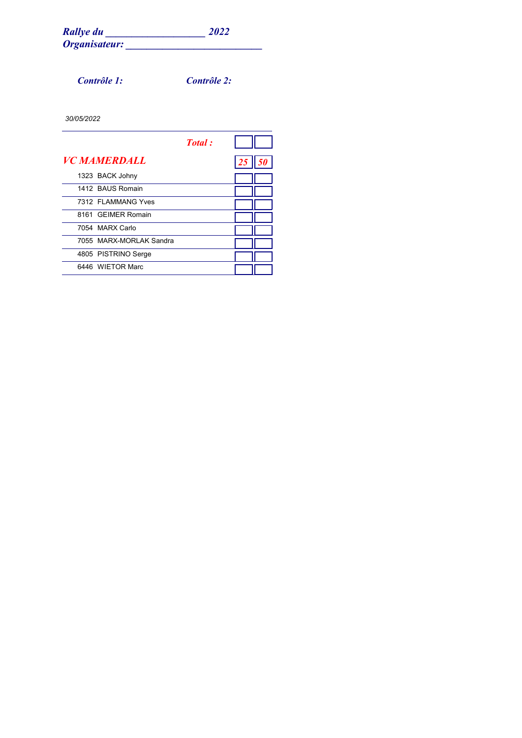***Rallye du ___________________ 2022***
***Organisateur: __________________________***

***Contrôle 1:*** ***Contrôle 2:***

*30/05/2022*

| | | *Total :* | | |
|---|---|---|---|---|
| ***VC MAMERDALL*** | | | ***25*** | ***50*** |
| 1323 | BACK Johny | | | |
| 1412 | BAUS Romain | | | |
| 7312 | FLAMMANG Yves | | | |
| 8161 | GEIMER Romain | | | |
| 7054 | MARX Carlo | | | |
| 7055 | MARX-MORLAK Sandra | | | |
| 4805 | PISTRINO Serge | | | |
| 6446 | WIETOR Marc | | | |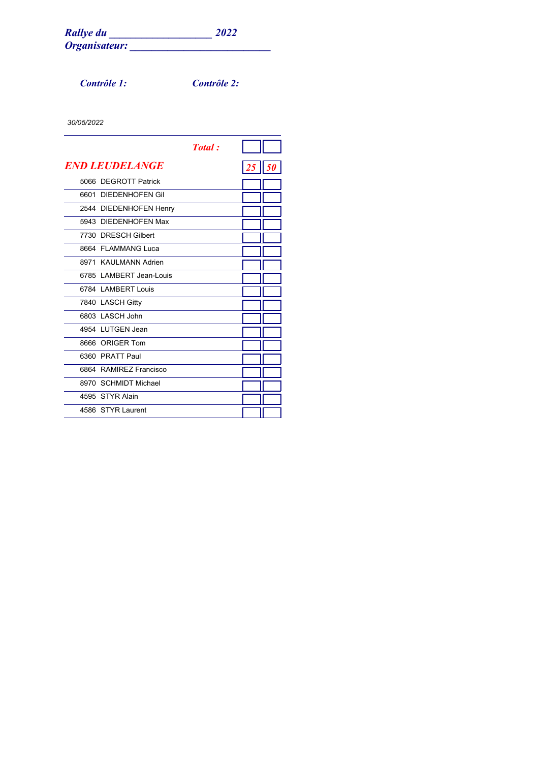***Rallye du \_\_\_\_\_\_\_\_\_\_\_\_\_\_\_\_\_\_\_ 2022***
***Organisateur: \_\_\_\_\_\_\_\_\_\_\_\_\_\_\_\_\_\_\_\_\_\_\_\_\_\_***

***Contrôle 1:*** ***Contrôle 2:***

*30/05/2022*

| | ***Total :*** | | |
|---|---|---|---|
| ***END LEUDELANGE*** | | ***25*** | ***50*** |
| 5066 | DEGROTT Patrick | | |
| 6601 | DIEDENHOFEN Gil | | |
| 2544 | DIEDENHOFEN Henry | | |
| 5943 | DIEDENHOFEN Max | | |
| 7730 | DRESCH Gilbert | | |
| 8664 | FLAMMANG Luca | | |
| 8971 | KAULMANN Adrien | | |
| 6785 | LAMBERT Jean-Louis | | |
| 6784 | LAMBERT Louis | | |
| 7840 | LASCH Gitty | | |
| 6803 | LASCH John | | |
| 4954 | LUTGEN Jean | | |
| 8666 | ORIGER Tom | | |
| 6360 | PRATT Paul | | |
| 6864 | RAMIREZ Francisco | | |
| 8970 | SCHMIDT Michael | | |
| 4595 | STYR Alain | | |
| 4586 | STYR Laurent | | |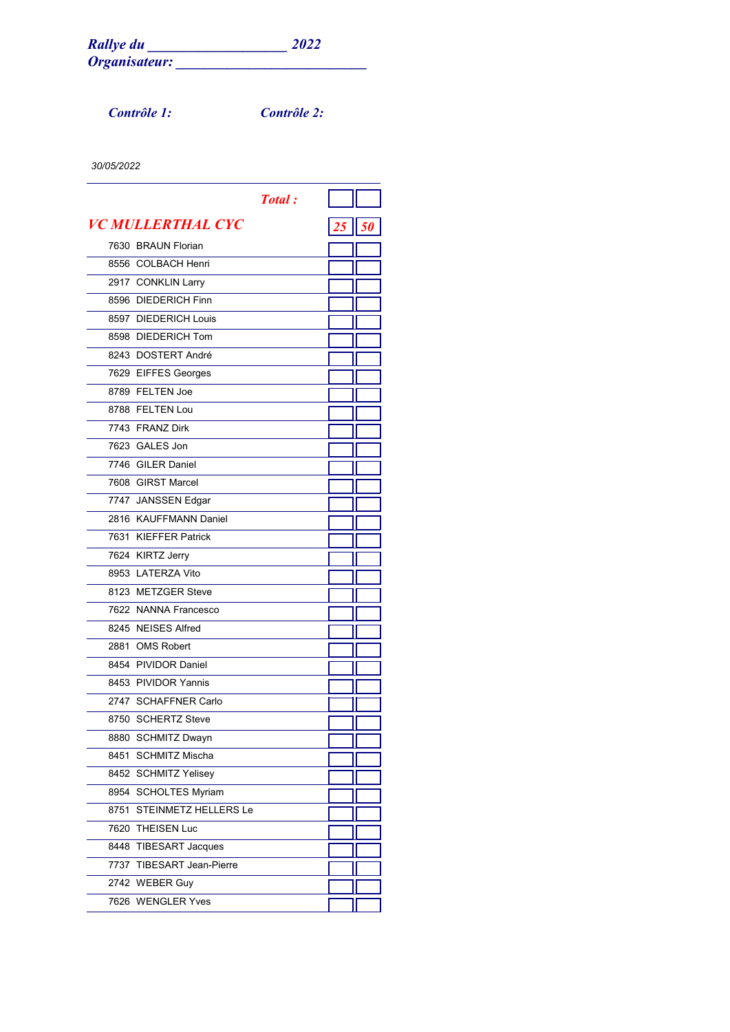***Rallye du ___________________ 2022***
***Organisateur: __________________________***

***Contrôle 1:*** ***Contrôle 2:***

*30/05/2022*

| | *Total :* | | |
|---|---|---|---|
| ***VC MULLERTHAL CYC*** | | ***25*** | ***50*** |
| 7630 | BRAUN Florian | | |
| 8556 | COLBACH Henri | | |
| 2917 | CONKLIN Larry | | |
| 8596 | DIEDERICH Finn | | |
| 8597 | DIEDERICH Louis | | |
| 8598 | DIEDERICH Tom | | |
| 8243 | DOSTERT André | | |
| 7629 | EIFFES Georges | | |
| 8789 | FELTEN Joe | | |
| 8788 | FELTEN Lou | | |
| 7743 | FRANZ Dirk | | |
| 7623 | GALES Jon | | |
| 7746 | GILER Daniel | | |
| 7608 | GIRST Marcel | | |
| 7747 | JANSSEN Edgar | | |
| 2816 | KAUFFMANN Daniel | | |
| 7631 | KIEFFER Patrick | | |
| 7624 | KIRTZ Jerry | | |
| 8953 | LATERZA Vito | | |
| 8123 | METZGER Steve | | |
| 7622 | NANNA Francesco | | |
| 8245 | NEISES Alfred | | |
| 2881 | OMS Robert | | |
| 8454 | PIVIDOR Daniel | | |
| 8453 | PIVIDOR Yannis | | |
| 2747 | SCHAFFNER Carlo | | |
| 8750 | SCHERTZ Steve | | |
| 8880 | SCHMITZ Dwayn | | |
| 8451 | SCHMITZ Mischa | | |
| 8452 | SCHMITZ Yelisey | | |
| 8954 | SCHOLTES Myriam | | |
| 8751 | STEINMETZ HELLERS Le | | |
| 7620 | THEISEN Luc | | |
| 8448 | TIBESART Jacques | | |
| 7737 | TIBESART Jean-Pierre | | |
| 2742 | WEBER Guy | | |
| 7626 | WENGLER Yves | | |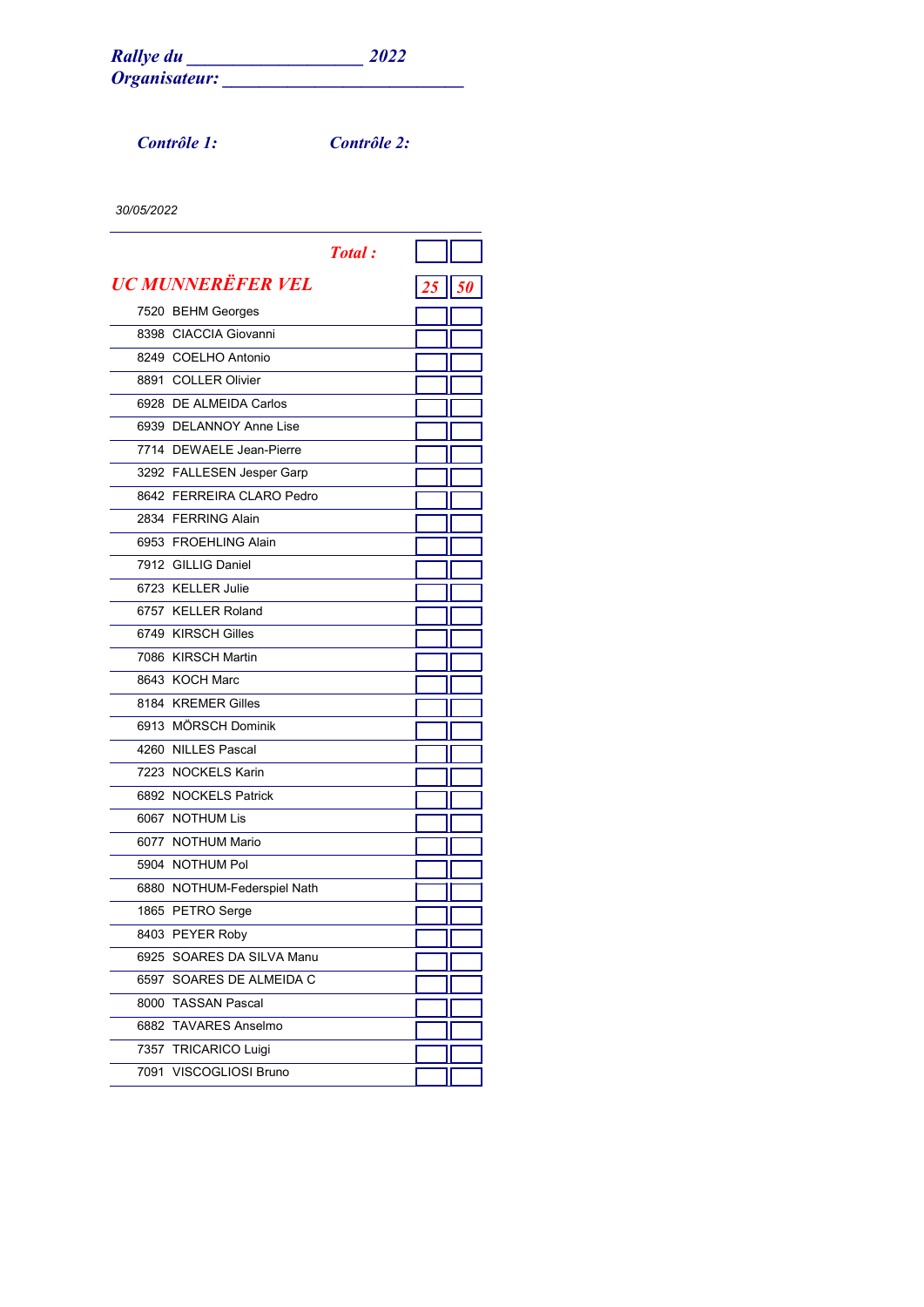***Rallye du \_\_\_\_\_\_\_\_\_\_\_\_\_\_\_\_\_\_\_ 2022***
***Organisateur: \_\_\_\_\_\_\_\_\_\_\_\_\_\_\_\_\_\_\_\_\_\_\_\_\_\_***

***Contrôle 1:*** ***Contrôle 2:***

*30/05/2022*

| | ***Total :*** | | |
|---|---|---|---|
| ***UC MUNNERËFER VEL*** | | ***25*** | ***50*** |
| 7520 | BEHM Georges | | |
| 8398 | CIACCIA Giovanni | | |
| 8249 | COELHO Antonio | | |
| 8891 | COLLER Olivier | | |
| 6928 | DE ALMEIDA Carlos | | |
| 6939 | DELANNOY Anne Lise | | |
| 7714 | DEWAELE Jean-Pierre | | |
| 3292 | FALLESEN Jesper Garp | | |
| 8642 | FERREIRA CLARO Pedro | | |
| 2834 | FERRING Alain | | |
| 6953 | FROEHLING Alain | | |
| 7912 | GILLIG Daniel | | |
| 6723 | KELLER Julie | | |
| 6757 | KELLER Roland | | |
| 6749 | KIRSCH Gilles | | |
| 7086 | KIRSCH Martin | | |
| 8643 | KOCH Marc | | |
| 8184 | KREMER Gilles | | |
| 6913 | MÖRSCH Dominik | | |
| 4260 | NILLES Pascal | | |
| 7223 | NOCKELS Karin | | |
| 6892 | NOCKELS Patrick | | |
| 6067 | NOTHUM Lis | | |
| 6077 | NOTHUM Mario | | |
| 5904 | NOTHUM Pol | | |
| 6880 | NOTHUM-Federspiel Nath | | |
| 1865 | PETRO Serge | | |
| 8403 | PEYER Roby | | |
| 6925 | SOARES DA SILVA Manu | | |
| 6597 | SOARES DE ALMEIDA C | | |
| 8000 | TASSAN Pascal | | |
| 6882 | TAVARES Anselmo | | |
| 7357 | TRICARICO Luigi | | |
| 7091 | VISCOGLIOSI Bruno | | |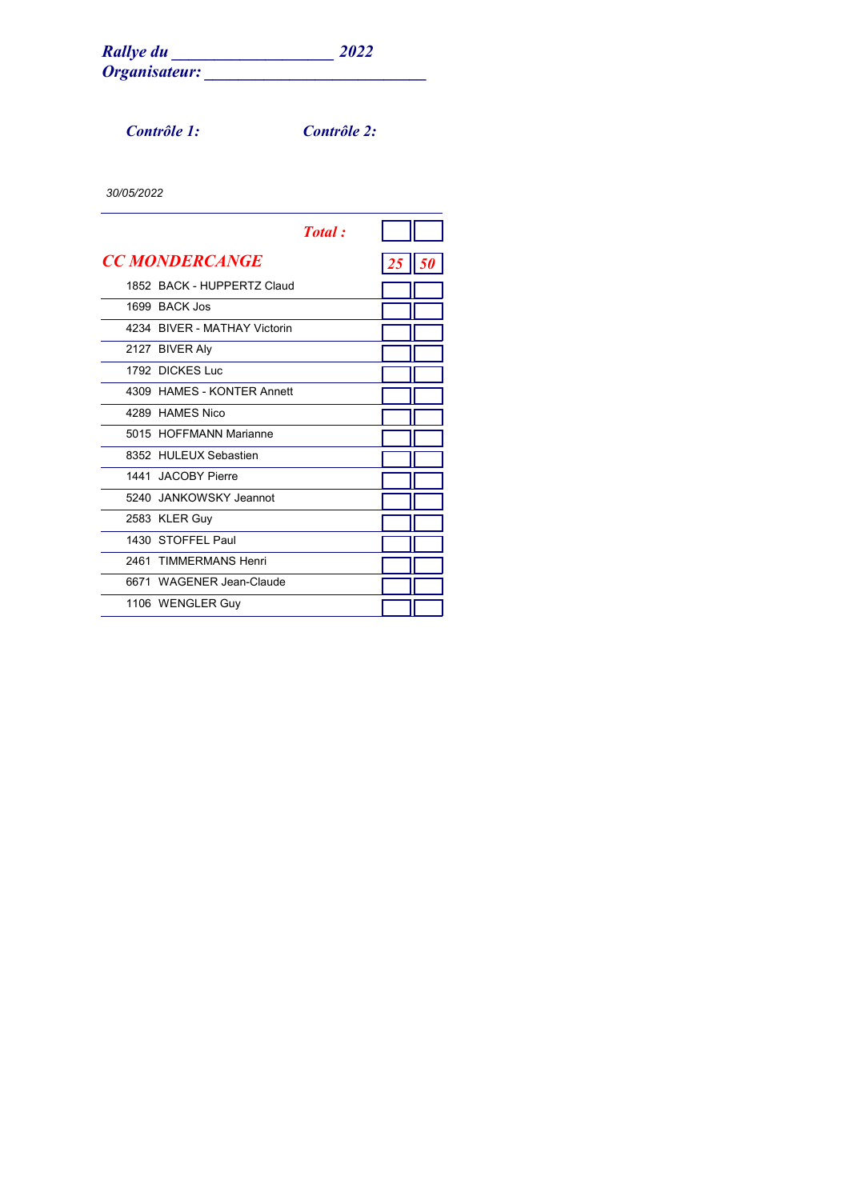***Rallye du ___________________ 2022***
***Organisateur: __________________________***

***Contrôle 1:*** ***Contrôle 2:***

*30/05/2022*

| | ***Total :*** | | |
|---|---|---|---|
| ***CC MONDERCANGE*** | | ***25*** | ***50*** |
| 1852 | BACK - HUPPERTZ Claud | | |
| 1699 | BACK Jos | | |
| 4234 | BIVER - MATHAY Victorin | | |
| 2127 | BIVER Aly | | |
| 1792 | DICKES Luc | | |
| 4309 | HAMES - KONTER Annett | | |
| 4289 | HAMES Nico | | |
| 5015 | HOFFMANN Marianne | | |
| 8352 | HULEUX Sebastien | | |
| 1441 | JACOBY Pierre | | |
| 5240 | JANKOWSKY Jeannot | | |
| 2583 | KLER Guy | | |
| 1430 | STOFFEL Paul | | |
| 2461 | TIMMERMANS Henri | | |
| 6671 | WAGENER Jean-Claude | | |
| 1106 | WENGLER Guy | | |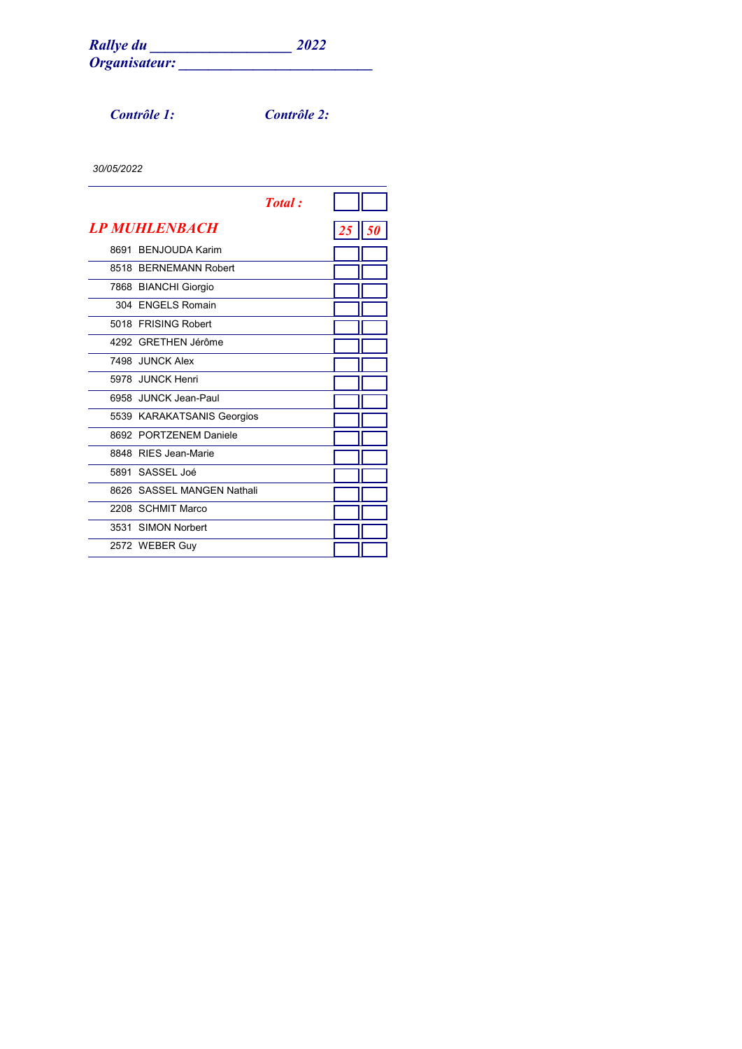***Rallye du \_\_\_\_\_\_\_\_\_\_\_\_\_\_\_\_\_\_\_\_ 2022***
***Organisateur: \_\_\_\_\_\_\_\_\_\_\_\_\_\_\_\_\_\_\_\_\_\_\_\_\_\_\_\_***

***Contrôle 1:*** ***Contrôle 2:***

*30/05/2022*

| | ***Total :*** | | |
|---|---|---|---|
| ***LP MUHLENBACH*** | | ***25*** | ***50*** |
| 8691 | BENJOUDA Karim | | |
| 8518 | BERNEMANN Robert | | |
| 7868 | BIANCHI Giorgio | | |
| 304 | ENGELS Romain | | |
| 5018 | FRISING Robert | | |
| 4292 | GRETHEN Jérôme | | |
| 7498 | JUNCK Alex | | |
| 5978 | JUNCK Henri | | |
| 6958 | JUNCK Jean-Paul | | |
| 5539 | KARAKATSANIS Georgios | | |
| 8692 | PORTZENEM Daniele | | |
| 8848 | RIES Jean-Marie | | |
| 5891 | SASSEL Joé | | |
| 8626 | SASSEL MANGEN Nathali | | |
| 2208 | SCHMIT Marco | | |
| 3531 | SIMON Norbert | | |
| 2572 | WEBER Guy | | |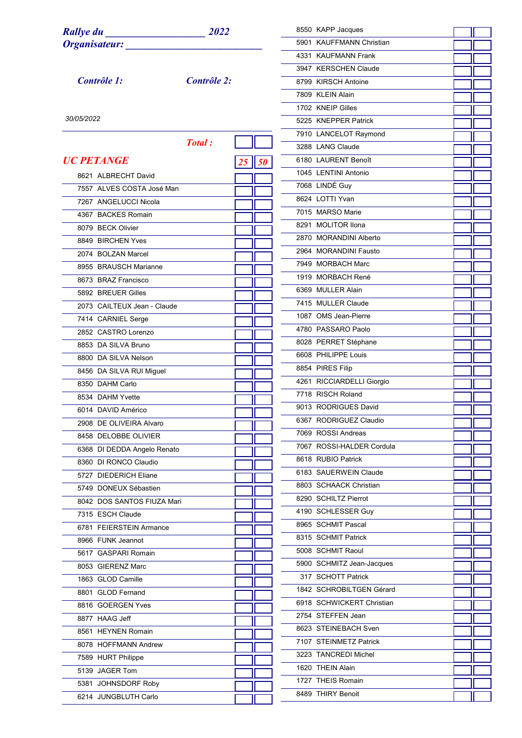***Rallye du ___________________ 2022***
***Organisateur: __________________________***

***Contrôle 1:*** ***Contrôle 2:***

*30/05/2022*

***Total :***

## *UC PETANGE* *25* *50*

| No. | Nom | | |
|---|---|---|---|
| 8621 | ALBRECHT David | | |
| 7557 | ALVES COSTA José Man | | |
| 7267 | ANGELUCCI Nicola | | |
| 4367 | BACKES Romain | | |
| 8079 | BECK Olivier | | |
| 8849 | BIRCHEN Yves | | |
| 2074 | BOLZAN Marcel | | |
| 8955 | BRAUSCH Marianne | | |
| 8673 | BRAZ Francisco | | |
| 5892 | BREUER Gilles | | |
| 2073 | CAILTEUX Jean - Claude | | |
| 7414 | CARNIEL Serge | | |
| 2852 | CASTRO Lorenzo | | |
| 8853 | DA SILVA Bruno | | |
| 8800 | DA SILVA Nelson | | |
| 8456 | DA SILVA RUI Miguel | | |
| 8350 | DAHM Carlo | | |
| 8534 | DAHM Yvette | | |
| 6014 | DAVID Américo | | |
| 2908 | DE OLIVEIRA Alvaro | | |
| 8458 | DELOBBE OLIVIER | | |
| 6368 | DI DEDDA Angelo Renato | | |
| 8360 | DI RONCO Claudio | | |
| 5727 | DIEDERICH Eliane | | |
| 5749 | DONEUX Sébastien | | |
| 8042 | DOS SANTOS FIUZA Mari | | |
| 7315 | ESCH Claude | | |
| 6781 | FEIERSTEIN Armance | | |
| 8966 | FUNK Jeannot | | |
| 5617 | GASPARI Romain | | |
| 8053 | GIERENZ Marc | | |
| 1863 | GLOD Camille | | |
| 8801 | GLOD Fernand | | |
| 8816 | GOERGEN Yves | | |
| 8877 | HAAG Jeff | | |
| 8561 | HEYNEN Romain | | |
| 8078 | HOFFMANN Andrew | | |
| 7589 | HURT Philippe | | |
| 5139 | JAGER Tom | | |
| 5381 | JOHNSDORF Roby | | |
| 6214 | JUNGBLUTH Carlo | | |
| 8550 | KAPP Jacques | | |
| 5901 | KAUFFMANN Christian | | |
| 4331 | KAUFMANN Frank | | |
| 3947 | KERSCHEN Claude | | |
| 8799 | KIRSCH Antoine | | |
| 7809 | KLEIN Alain | | |
| 1702 | KNEIP Gilles | | |
| 5225 | KNEPPER Patrick | | |
| 7910 | LANCELOT Raymond | | |
| 3288 | LANG Claude | | |
| 6180 | LAURENT Benoît | | |
| 1045 | LENTINI Antonio | | |
| 7068 | LINDÉ Guy | | |
| 8624 | LOTTI Yvan | | |
| 7015 | MARSO Marie | | |
| 8291 | MOLITOR Ilona | | |
| 2870 | MORANDINI Alberto | | |
| 2964 | MORANDINI Fausto | | |
| 7949 | MORBACH Marc | | |
| 1919 | MORBACH René | | |
| 6369 | MULLER Alain | | |
| 7415 | MULLER Claude | | |
| 1087 | OMS Jean-Pierre | | |
| 4780 | PASSARO Paolo | | |
| 8028 | PERRET Stéphane | | |
| 6608 | PHILIPPE Louis | | |
| 8854 | PIRES Filip | | |
| 4261 | RICCIARDELLI Giorgio | | |
| 7718 | RISCH Roland | | |
| 9013 | RODRIGUES David | | |
| 6367 | RODRIGUEZ Claudio | | |
| 7069 | ROSSI Andreas | | |
| 7067 | ROSSI-HALDER Cordula | | |
| 8618 | RUBIO Patrick | | |
| 6183 | SAUERWEIN Claude | | |
| 8803 | SCHAACK Christian | | |
| 8290 | SCHILTZ Pierrot | | |
| 4190 | SCHLESSER Guy | | |
| 8965 | SCHMIT Pascal | | |
| 8315 | SCHMIT Patrick | | |
| 5008 | SCHMIT Raoul | | |
| 5900 | SCHMITZ Jean-Jacques | | |
| 317 | SCHOTT Patrick | | |
| 1842 | SCHROBILTGEN Gérard | | |
| 6918 | SCHWICKERT Christian | | |
| 2754 | STEFFEN Jean | | |
| 8623 | STEINEBACH Sven | | |
| 7107 | STEINMETZ Patrick | | |
| 3223 | TANCREDI Michel | | |
| 1620 | THEIN Alain | | |
| 1727 | THEIS Romain | | |
| 8489 | THIRY Benoit | | |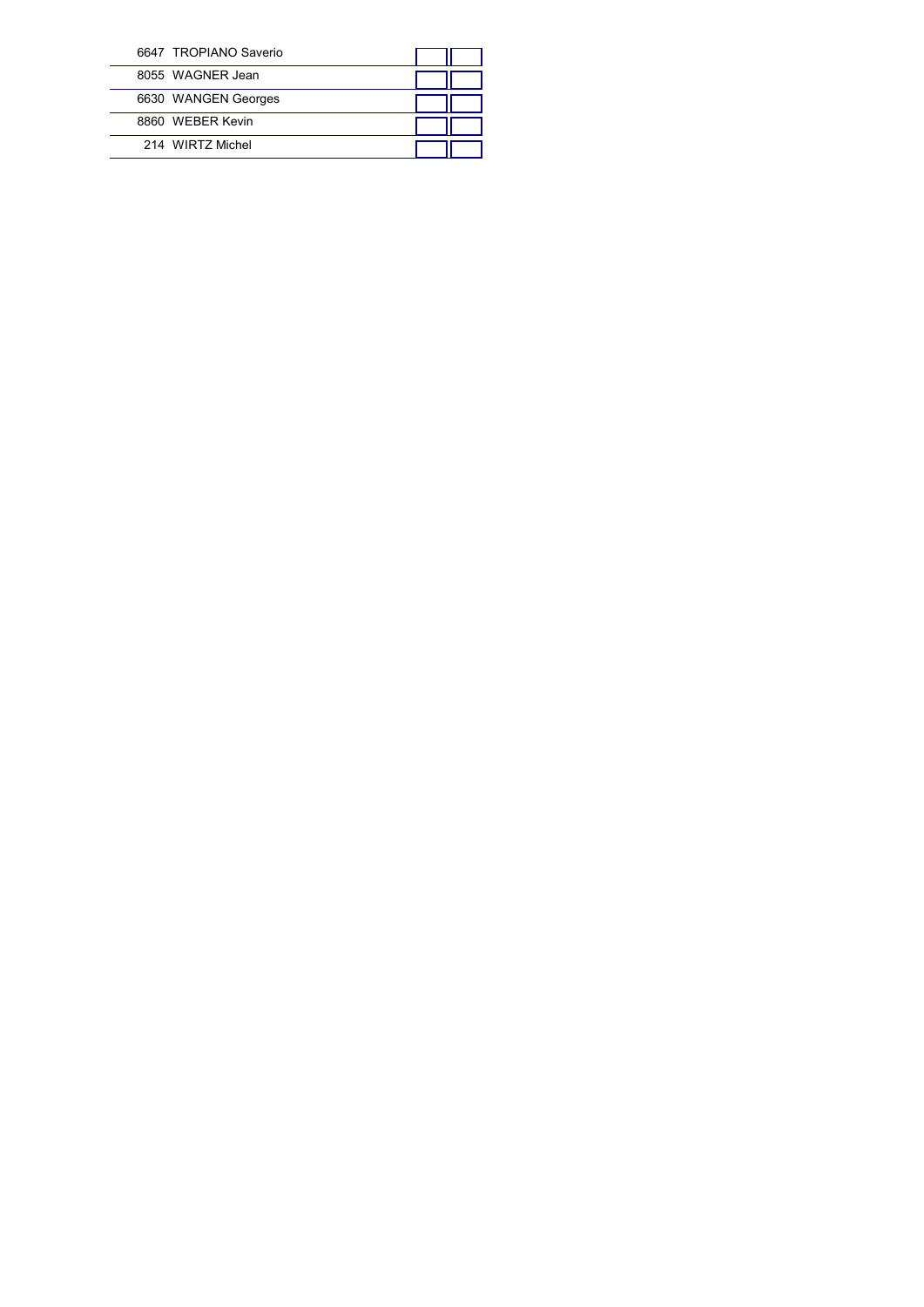| | | | |
|---|---|---|---|
| 6647 | TROPIANO Saverio | | |
| 8055 | WAGNER Jean | | |
| 6630 | WANGEN Georges | | |
| 8860 | WEBER Kevin | | |
| 214 | WIRTZ Michel | | |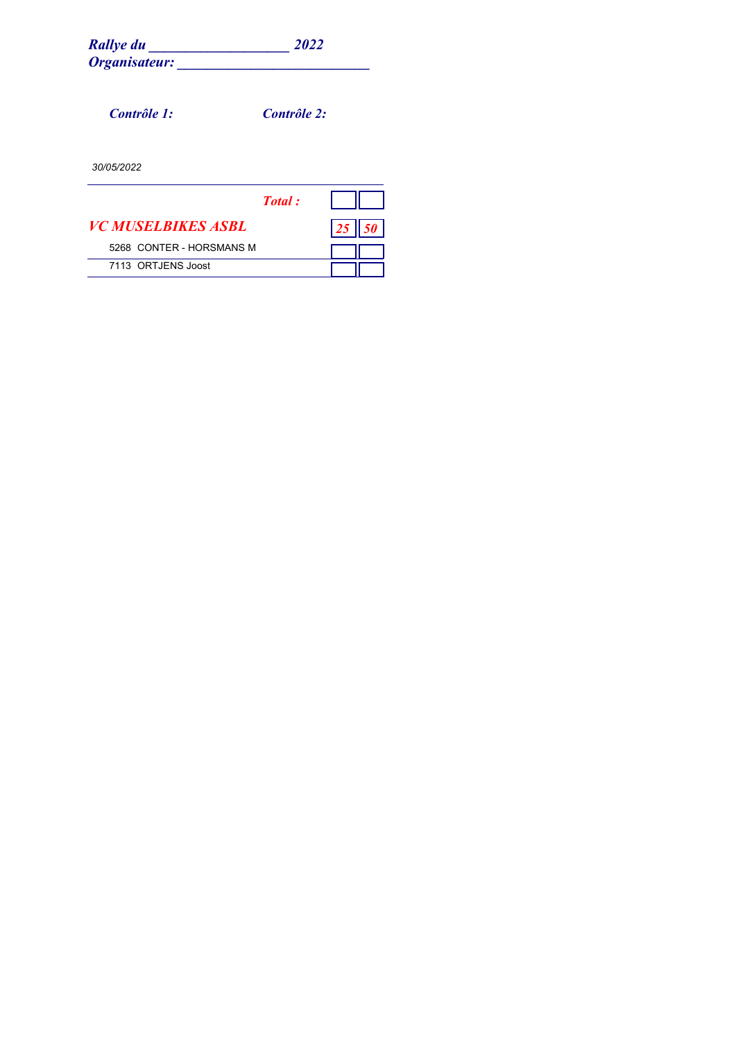***Rallye du ___________________ 2022***
***Organisateur: __________________________***

***Contrôle 1:*** ***Contrôle 2:***

*30/05/2022*

| | ***Total :*** | | |
|---|---|---|---|
| ***VC MUSELBIKES ASBL*** | | ***25*** | ***50*** |
| 5268 CONTER - HORSMANS M | | | |
| 7113 ORTJENS Joost | | | |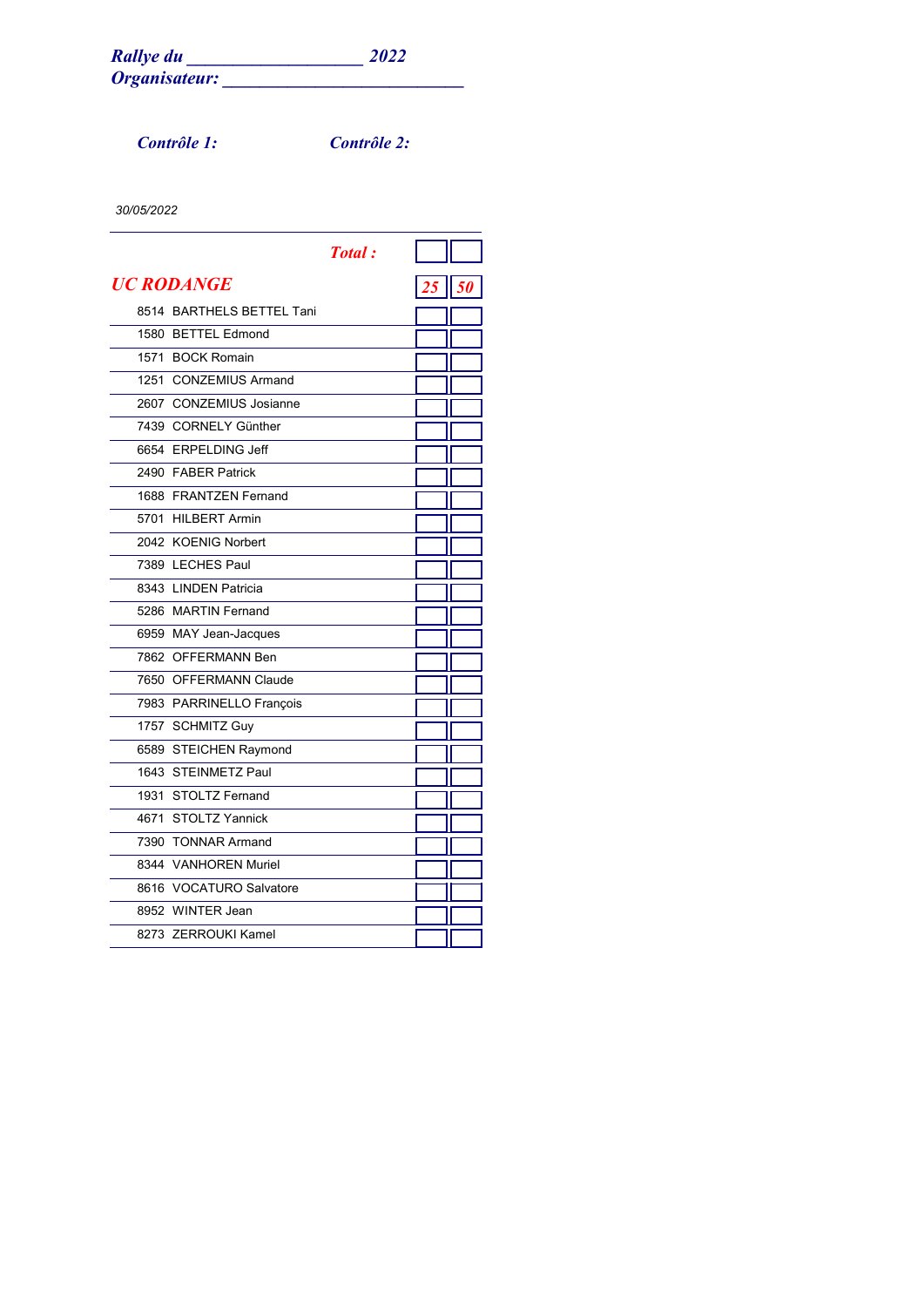***Rallye du ___________________ 2022***
***Organisateur: __________________________***

***Contrôle 1:*** ***Contrôle 2:***

*30/05/2022*

| | ***Total :*** | | |
|---|---|---|---|
| ***UC RODANGE*** | | ***25*** | ***50*** |
| 8514 | BARTHELS BETTEL Tani | | |
| 1580 | BETTEL Edmond | | |
| 1571 | BOCK Romain | | |
| 1251 | CONZEMIUS Armand | | |
| 2607 | CONZEMIUS Josianne | | |
| 7439 | CORNELY Günther | | |
| 6654 | ERPELDING Jeff | | |
| 2490 | FABER Patrick | | |
| 1688 | FRANTZEN Fernand | | |
| 5701 | HILBERT Armin | | |
| 2042 | KOENIG Norbert | | |
| 7389 | LECHES Paul | | |
| 8343 | LINDEN Patricia | | |
| 5286 | MARTIN Fernand | | |
| 6959 | MAY Jean-Jacques | | |
| 7862 | OFFERMANN Ben | | |
| 7650 | OFFERMANN Claude | | |
| 7983 | PARRINELLO François | | |
| 1757 | SCHMITZ Guy | | |
| 6589 | STEICHEN Raymond | | |
| 1643 | STEINMETZ Paul | | |
| 1931 | STOLTZ Fernand | | |
| 4671 | STOLTZ Yannick | | |
| 7390 | TONNAR Armand | | |
| 8344 | VANHOREN Muriel | | |
| 8616 | VOCATURO Salvatore | | |
| 8952 | WINTER Jean | | |
| 8273 | ZERROUKI Kamel | | |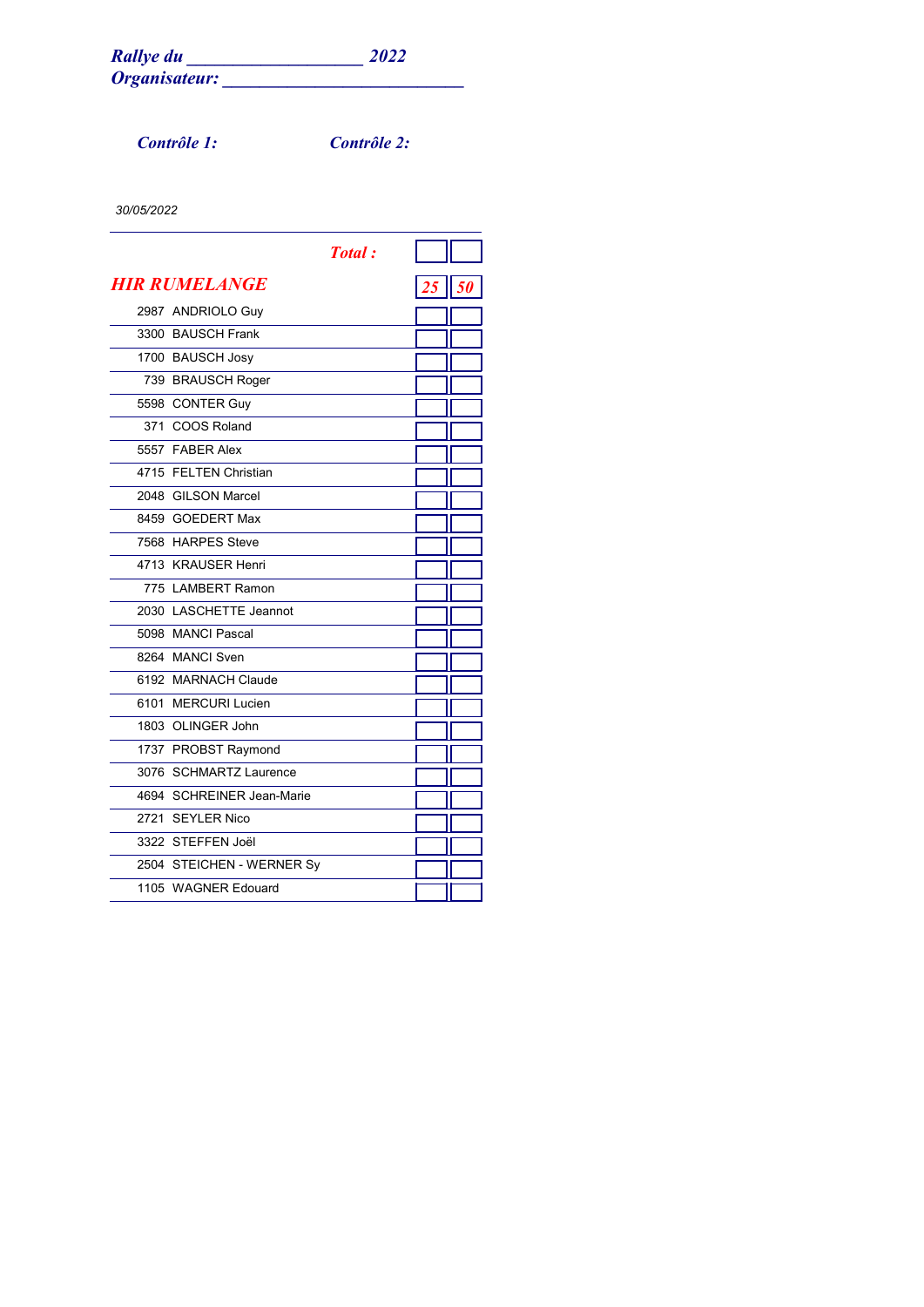***Rallye du ____________________ 2022***
***Organisateur: ____________________________***

***Contrôle 1:*** ***Contrôle 2:***

*30/05/2022*

| | ***Total :*** | | |
|---|---|---|---|
| ***HIR RUMELANGE*** | | ***25*** | ***50*** |
| 2987 | ANDRIOLO Guy | | |
| 3300 | BAUSCH Frank | | |
| 1700 | BAUSCH Josy | | |
| 739 | BRAUSCH Roger | | |
| 5598 | CONTER Guy | | |
| 371 | COOS Roland | | |
| 5557 | FABER Alex | | |
| 4715 | FELTEN Christian | | |
| 2048 | GILSON Marcel | | |
| 8459 | GOEDERT Max | | |
| 7568 | HARPES Steve | | |
| 4713 | KRAUSER Henri | | |
| 775 | LAMBERT Ramon | | |
| 2030 | LASCHETTE Jeannot | | |
| 5098 | MANCI Pascal | | |
| 8264 | MANCI Sven | | |
| 6192 | MARNACH Claude | | |
| 6101 | MERCURI Lucien | | |
| 1803 | OLINGER John | | |
| 1737 | PROBST Raymond | | |
| 3076 | SCHMARTZ Laurence | | |
| 4694 | SCHREINER Jean-Marie | | |
| 2721 | SEYLER Nico | | |
| 3322 | STEFFEN Joël | | |
| 2504 | STEICHEN - WERNER Sy | | |
| 1105 | WAGNER Edouard | | |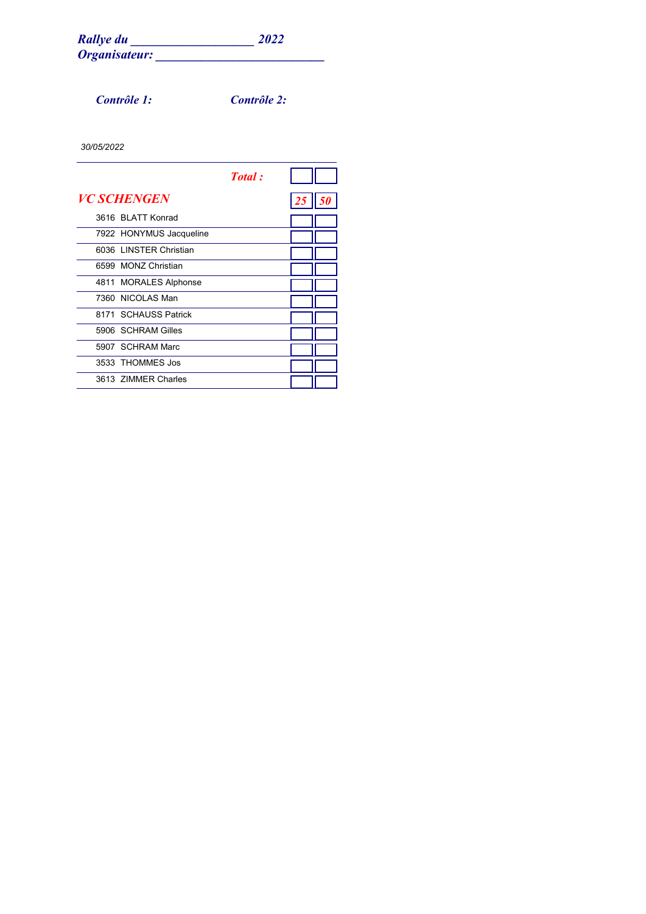***Rallye du ___________________ 2022***
***Organisateur: __________________________***

***Contrôle 1:*** ***Contrôle 2:***

*30/05/2022*

| | ***Total :*** | | |
|---|---|---|---|
| ***VC SCHENGEN*** | | ***25*** | ***50*** |
| 3616 | BLATT Konrad | | |
| 7922 | HONYMUS Jacqueline | | |
| 6036 | LINSTER Christian | | |
| 6599 | MONZ Christian | | |
| 4811 | MORALES Alphonse | | |
| 7360 | NICOLAS Man | | |
| 8171 | SCHAUSS Patrick | | |
| 5906 | SCHRAM Gilles | | |
| 5907 | SCHRAM Marc | | |
| 3533 | THOMMES Jos | | |
| 3613 | ZIMMER Charles | | |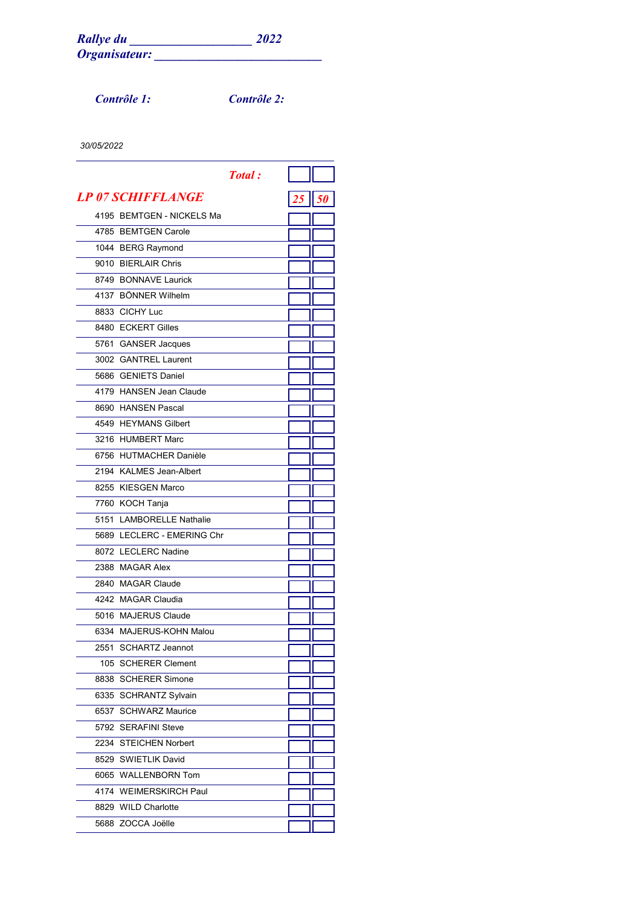***Rallye du \_\_\_\_\_\_\_\_\_\_\_\_\_\_\_\_\_\_\_ 2022***
***Organisateur: \_\_\_\_\_\_\_\_\_\_\_\_\_\_\_\_\_\_\_\_\_\_\_\_\_\_***

***Contrôle 1:*** ***Contrôle 2:***

*30/05/2022*

| ***Total :*** | | |
|---|---|---|
| ***LP 07 SCHIFFLANGE*** | ***25*** | ***50*** |
| 4195 BEMTGEN - NICKELS Ma | | |
| 4785 BEMTGEN Carole | | |
| 1044 BERG Raymond | | |
| 9010 BIERLAIR Chris | | |
| 8749 BONNAVE Laurick | | |
| 4137 BÖNNER Wilhelm | | |
| 8833 CICHY Luc | | |
| 8480 ECKERT Gilles | | |
| 5761 GANSER Jacques | | |
| 3002 GANTREL Laurent | | |
| 5686 GENIETS Daniel | | |
| 4179 HANSEN Jean Claude | | |
| 8690 HANSEN Pascal | | |
| 4549 HEYMANS Gilbert | | |
| 3216 HUMBERT Marc | | |
| 6756 HUTMACHER Danièle | | |
| 2194 KALMES Jean-Albert | | |
| 8255 KIESGEN Marco | | |
| 7760 KOCH Tanja | | |
| 5151 LAMBORELLE Nathalie | | |
| 5689 LECLERC - EMERING Chr | | |
| 8072 LECLERC Nadine | | |
| 2388 MAGAR Alex | | |
| 2840 MAGAR Claude | | |
| 4242 MAGAR Claudia | | |
| 5016 MAJERUS Claude | | |
| 6334 MAJERUS-KOHN Malou | | |
| 2551 SCHARTZ Jeannot | | |
| 105 SCHERER Clement | | |
| 8838 SCHERER Simone | | |
| 6335 SCHRANTZ Sylvain | | |
| 6537 SCHWARZ Maurice | | |
| 5792 SERAFINI Steve | | |
| 2234 STEICHEN Norbert | | |
| 8529 SWIETLIK David | | |
| 6065 WALLENBORN Tom | | |
| 4174 WEIMERSKIRCH Paul | | |
| 8829 WILD Charlotte | | |
| 5688 ZOCCA Joëlle | | |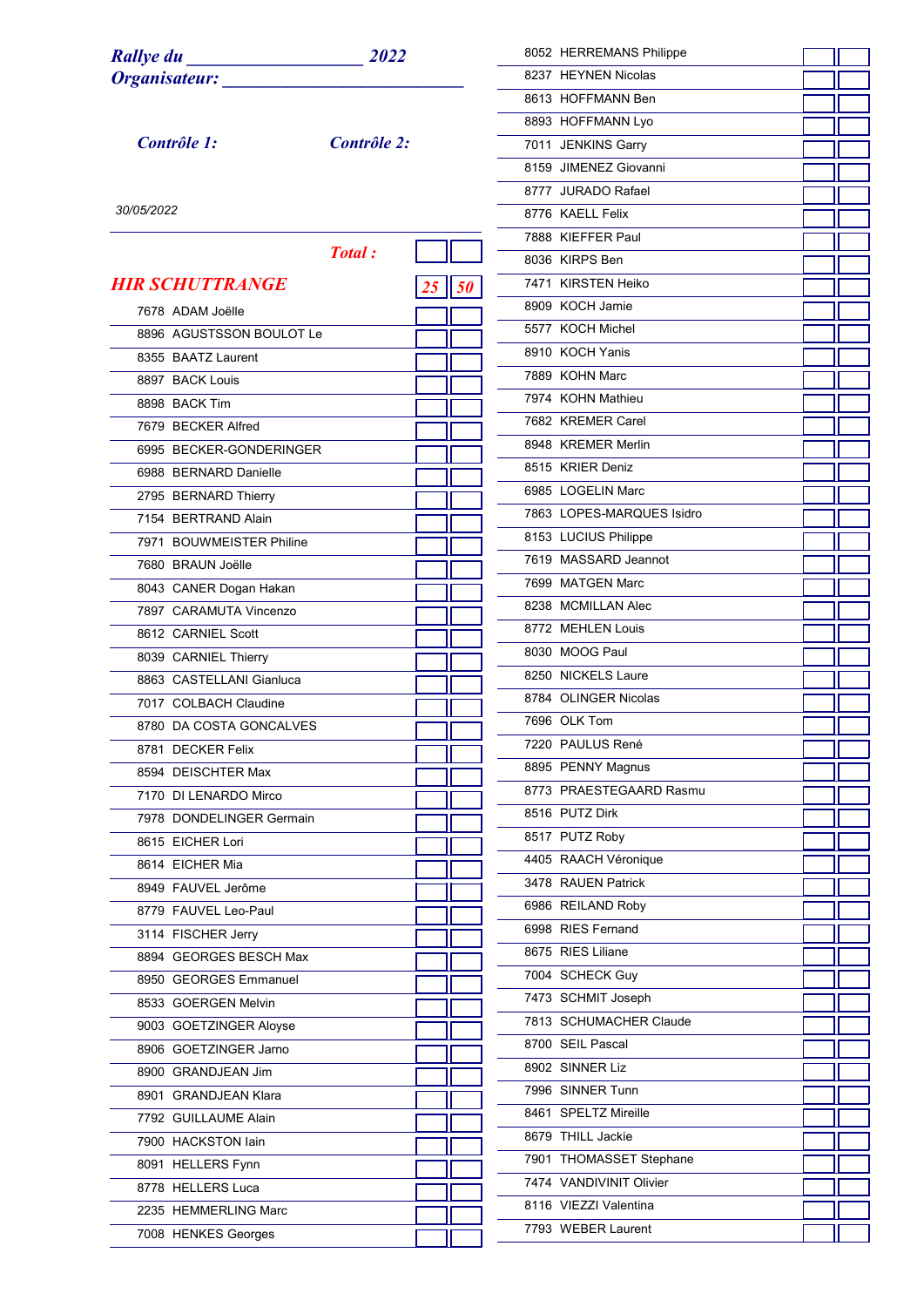***Rallye du ___________________ 2022***
***Organisateur: ___________________________***

***Contrôle 1:*** ***Contrôle 2:***

*30/05/2022*

***Total :***

## *HIR SCHUTTRANGE*

| No. | Nom | 25 | 50 |
|---|---|---|---|
| 7678 | ADAM Joëlle | | |
| 8896 | AGUSTSSON BOULOT Le | | |
| 8355 | BAATZ Laurent | | |
| 8897 | BACK Louis | | |
| 8898 | BACK Tim | | |
| 7679 | BECKER Alfred | | |
| 6995 | BECKER-GONDERINGER | | |
| 6988 | BERNARD Danielle | | |
| 2795 | BERNARD Thierry | | |
| 7154 | BERTRAND Alain | | |
| 7971 | BOUWMEISTER Philine | | |
| 7680 | BRAUN Joëlle | | |
| 8043 | CANER Dogan Hakan | | |
| 7897 | CARAMUTA Vincenzo | | |
| 8612 | CARNIEL Scott | | |
| 8039 | CARNIEL Thierry | | |
| 8863 | CASTELLANI Gianluca | | |
| 7017 | COLBACH Claudine | | |
| 8780 | DA COSTA GONCALVES | | |
| 8781 | DECKER Felix | | |
| 8594 | DEISCHTER Max | | |
| 7170 | DI LENARDO Mirco | | |
| 7978 | DONDELINGER Germain | | |
| 8615 | EICHER Lori | | |
| 8614 | EICHER Mia | | |
| 8949 | FAUVEL Jerôme | | |
| 8779 | FAUVEL Leo-Paul | | |
| 3114 | FISCHER Jerry | | |
| 8894 | GEORGES BESCH Max | | |
| 8950 | GEORGES Emmanuel | | |
| 8533 | GOERGEN Melvin | | |
| 9003 | GOETZINGER Aloyse | | |
| 8906 | GOETZINGER Jarno | | |
| 8900 | GRANDJEAN Jim | | |
| 8901 | GRANDJEAN Klara | | |
| 7792 | GUILLAUME Alain | | |
| 7900 | HACKSTON Iain | | |
| 8091 | HELLERS Fynn | | |
| 8778 | HELLERS Luca | | |
| 2235 | HEMMERLING Marc | | |
| 7008 | HENKES Georges | | |
| 8052 | HERREMANS Philippe | | |
| 8237 | HEYNEN Nicolas | | |
| 8613 | HOFFMANN Ben | | |
| 8893 | HOFFMANN Lyo | | |
| 7011 | JENKINS Garry | | |
| 8159 | JIMENEZ Giovanni | | |
| 8777 | JURADO Rafael | | |
| 8776 | KAELL Felix | | |
| 7888 | KIEFFER Paul | | |
| 8036 | KIRPS Ben | | |
| 7471 | KIRSTEN Heiko | | |
| 8909 | KOCH Jamie | | |
| 5577 | KOCH Michel | | |
| 8910 | KOCH Yanis | | |
| 7889 | KOHN Marc | | |
| 7974 | KOHN Mathieu | | |
| 7682 | KREMER Carel | | |
| 8948 | KREMER Merlin | | |
| 8515 | KRIER Deniz | | |
| 6985 | LOGELIN Marc | | |
| 7863 | LOPES-MARQUES Isidro | | |
| 8153 | LUCIUS Philippe | | |
| 7619 | MASSARD Jeannot | | |
| 7699 | MATGEN Marc | | |
| 8238 | MCMILLAN Alec | | |
| 8772 | MEHLEN Louis | | |
| 8030 | MOOG Paul | | |
| 8250 | NICKELS Laure | | |
| 8784 | OLINGER Nicolas | | |
| 7696 | OLK Tom | | |
| 7220 | PAULUS René | | |
| 8895 | PENNY Magnus | | |
| 8773 | PRAESTEGAARD Rasmu | | |
| 8516 | PUTZ Dirk | | |
| 8517 | PUTZ Roby | | |
| 4405 | RAACH Véronique | | |
| 3478 | RAUEN Patrick | | |
| 6986 | REILAND Roby | | |
| 6998 | RIES Fernand | | |
| 8675 | RIES Liliane | | |
| 7004 | SCHECK Guy | | |
| 7473 | SCHMIT Joseph | | |
| 7813 | SCHUMACHER Claude | | |
| 8700 | SEIL Pascal | | |
| 8902 | SINNER Liz | | |
| 7996 | SINNER Tunn | | |
| 8461 | SPELTZ Mireille | | |
| 8679 | THILL Jackie | | |
| 7901 | THOMASSET Stephane | | |
| 7474 | VANDIVINIT Olivier | | |
| 8116 | VIEZZI Valentina | | |
| 7793 | WEBER Laurent | | |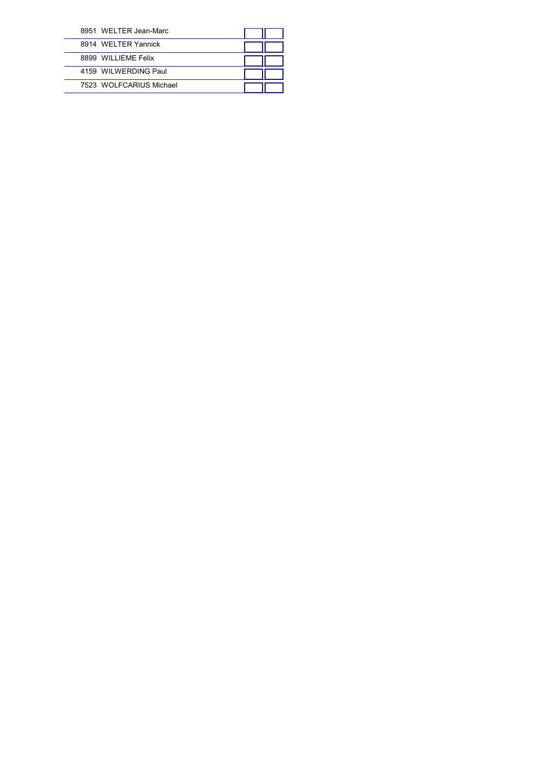| | | | |
|---|---|---|---|
| 8951 | WELTER Jean-Marc | | |
| 8914 | WELTER Yannick | | |
| 8899 | WILLIEME Felix | | |
| 4159 | WILWERDING Paul | | |
| 7523 | WOLFCARIUS Michael | | |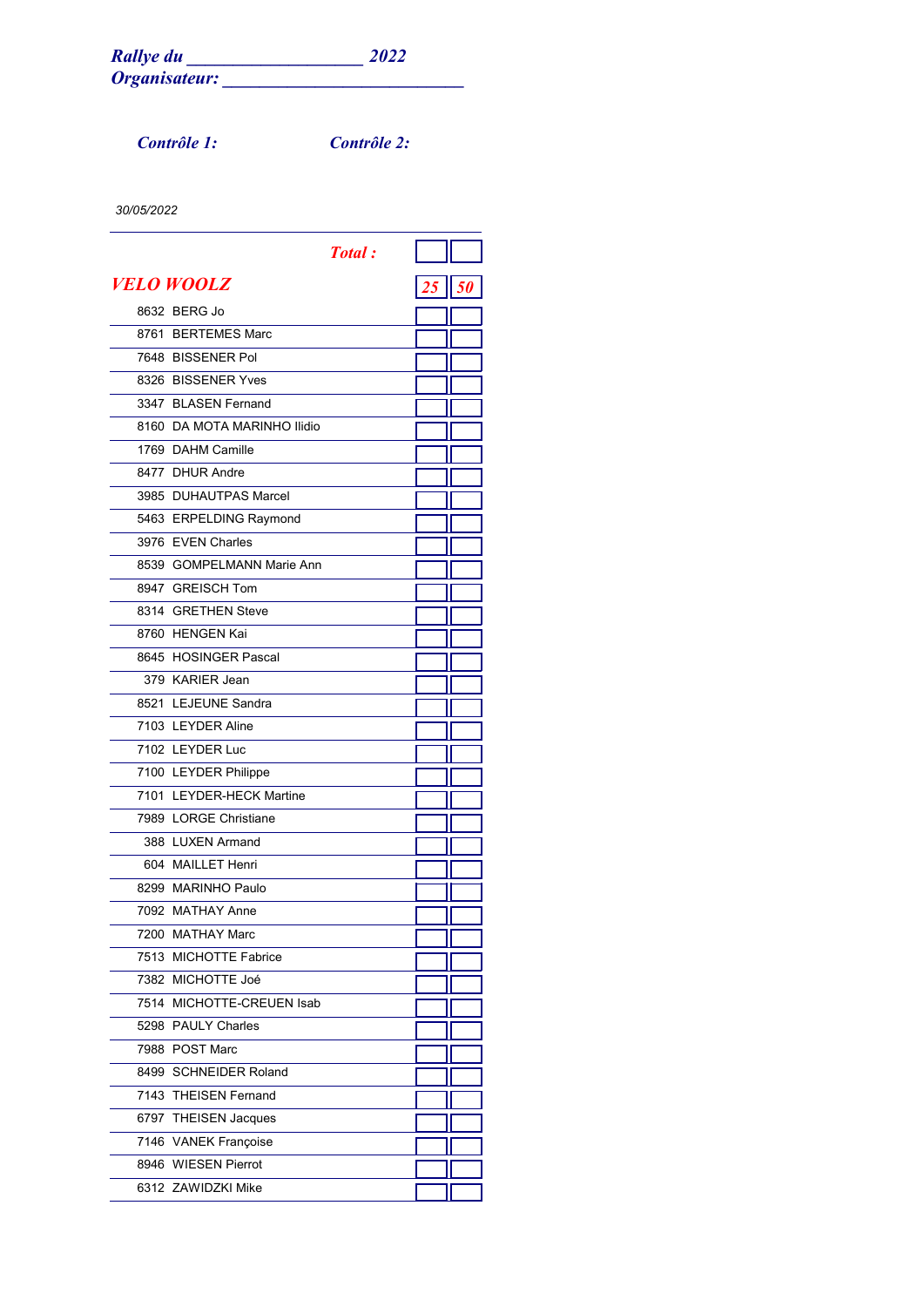***Rallye du ___________________ 2022***
***Organisateur: __________________________***

***Contrôle 1:*** ***Contrôle 2:***

*30/05/2022*

| | | ***Total :*** | | |
|---|---|---|---|---|
| ***VELO WOOLZ*** | | | ***25*** | ***50*** |
| 8632 | BERG Jo | | | |
| 8761 | BERTEMES Marc | | | |
| 7648 | BISSENER Pol | | | |
| 8326 | BISSENER Yves | | | |
| 3347 | BLASEN Fernand | | | |
| 8160 | DA MOTA MARINHO Ilidio | | | |
| 1769 | DAHM Camille | | | |
| 8477 | DHUR Andre | | | |
| 3985 | DUHAUTPAS Marcel | | | |
| 5463 | ERPELDING Raymond | | | |
| 3976 | EVEN Charles | | | |
| 8539 | GOMPELMANN Marie Ann | | | |
| 8947 | GREISCH Tom | | | |
| 8314 | GRETHEN Steve | | | |
| 8760 | HENGEN Kai | | | |
| 8645 | HOSINGER Pascal | | | |
| 379 | KARIER Jean | | | |
| 8521 | LEJEUNE Sandra | | | |
| 7103 | LEYDER Aline | | | |
| 7102 | LEYDER Luc | | | |
| 7100 | LEYDER Philippe | | | |
| 7101 | LEYDER-HECK Martine | | | |
| 7989 | LORGE Christiane | | | |
| 388 | LUXEN Armand | | | |
| 604 | MAILLET Henri | | | |
| 8299 | MARINHO Paulo | | | |
| 7092 | MATHAY Anne | | | |
| 7200 | MATHAY Marc | | | |
| 7513 | MICHOTTE Fabrice | | | |
| 7382 | MICHOTTE Joé | | | |
| 7514 | MICHOTTE-CREUEN Isab | | | |
| 5298 | PAULY Charles | | | |
| 7988 | POST Marc | | | |
| 8499 | SCHNEIDER Roland | | | |
| 7143 | THEISEN Fernand | | | |
| 6797 | THEISEN Jacques | | | |
| 7146 | VANEK Françoise | | | |
| 8946 | WIESEN Pierrot | | | |
| 6312 | ZAWIDZKI Mike | | | |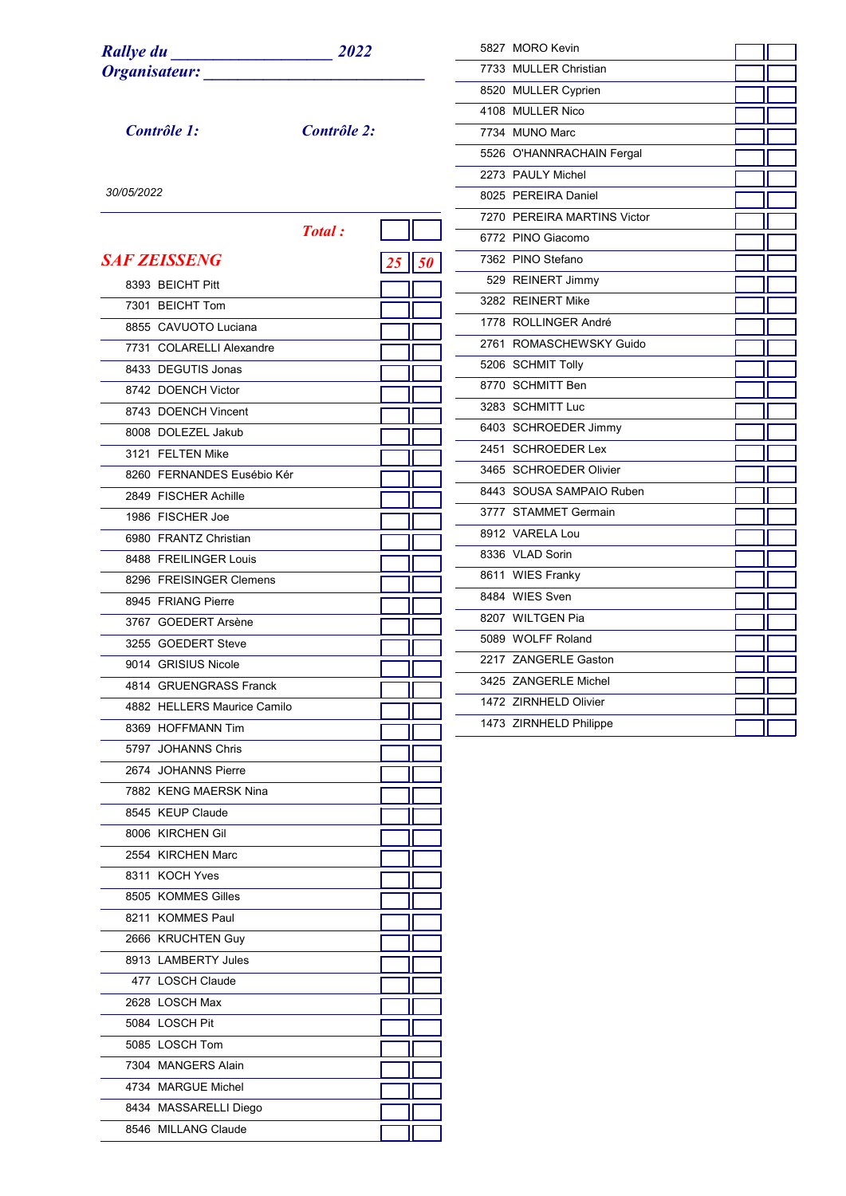***Rallye du \_\_\_\_\_\_\_\_\_\_\_\_\_\_\_\_\_\_\_\_ 2022***

***Organisateur: \_\_\_\_\_\_\_\_\_\_\_\_\_\_\_\_\_\_\_\_\_\_\_\_\_\_\_\_***

***Contrôle 1:*** ***Contrôle 2:***

*30/05/2022*

***Total :***

## *SAF ZEISSENG* *25* *50*

| No. | Nom | | |
|---|---|---|---|
| 8393 | BEICHT Pitt | | |
| 7301 | BEICHT Tom | | |
| 8855 | CAVUOTO Luciana | | |
| 7731 | COLARELLI Alexandre | | |
| 8433 | DEGUTIS Jonas | | |
| 8742 | DOENCH Victor | | |
| 8743 | DOENCH Vincent | | |
| 8008 | DOLEZEL Jakub | | |
| 3121 | FELTEN Mike | | |
| 8260 | FERNANDES Eusébio Kér | | |
| 2849 | FISCHER Achille | | |
| 1986 | FISCHER Joe | | |
| 6980 | FRANTZ Christian | | |
| 8488 | FREILINGER Louis | | |
| 8296 | FREISINGER Clemens | | |
| 8945 | FRIANG Pierre | | |
| 3767 | GOEDERT Arsène | | |
| 3255 | GOEDERT Steve | | |
| 9014 | GRISIUS Nicole | | |
| 4814 | GRUENGRASS Franck | | |
| 4882 | HELLERS Maurice Camilo | | |
| 8369 | HOFFMANN Tim | | |
| 5797 | JOHANNS Chris | | |
| 2674 | JOHANNS Pierre | | |
| 7882 | KENG MAERSK Nina | | |
| 8545 | KEUP Claude | | |
| 8006 | KIRCHEN Gil | | |
| 2554 | KIRCHEN Marc | | |
| 8311 | KOCH Yves | | |
| 8505 | KOMMES Gilles | | |
| 8211 | KOMMES Paul | | |
| 2666 | KRUCHTEN Guy | | |
| 8913 | LAMBERTY Jules | | |
| 477 | LOSCH Claude | | |
| 2628 | LOSCH Max | | |
| 5084 | LOSCH Pit | | |
| 5085 | LOSCH Tom | | |
| 7304 | MANGERS Alain | | |
| 4734 | MARGUE Michel | | |
| 8434 | MASSARELLI Diego | | |
| 8546 | MILLANG Claude | | |
| 5827 | MORO Kevin | | |
| 7733 | MULLER Christian | | |
| 8520 | MULLER Cyprien | | |
| 4108 | MULLER Nico | | |
| 7734 | MUNO Marc | | |
| 5526 | O'HANNRACHAIN Fergal | | |
| 2273 | PAULY Michel | | |
| 8025 | PEREIRA Daniel | | |
| 7270 | PEREIRA MARTINS Victor | | |
| 6772 | PINO Giacomo | | |
| 7362 | PINO Stefano | | |
| 529 | REINERT Jimmy | | |
| 3282 | REINERT Mike | | |
| 1778 | ROLLINGER André | | |
| 2761 | ROMASCHEWSKY Guido | | |
| 5206 | SCHMIT Tolly | | |
| 8770 | SCHMITT Ben | | |
| 3283 | SCHMITT Luc | | |
| 6403 | SCHROEDER Jimmy | | |
| 2451 | SCHROEDER Lex | | |
| 3465 | SCHROEDER Olivier | | |
| 8443 | SOUSA SAMPAIO Ruben | | |
| 3777 | STAMMET Germain | | |
| 8912 | VARELA Lou | | |
| 8336 | VLAD Sorin | | |
| 8611 | WIES Franky | | |
| 8484 | WIES Sven | | |
| 8207 | WILTGEN Pia | | |
| 5089 | WOLFF Roland | | |
| 2217 | ZANGERLE Gaston | | |
| 3425 | ZANGERLE Michel | | |
| 1472 | ZIRNHELD Olivier | | |
| 1473 | ZIRNHELD Philippe | | |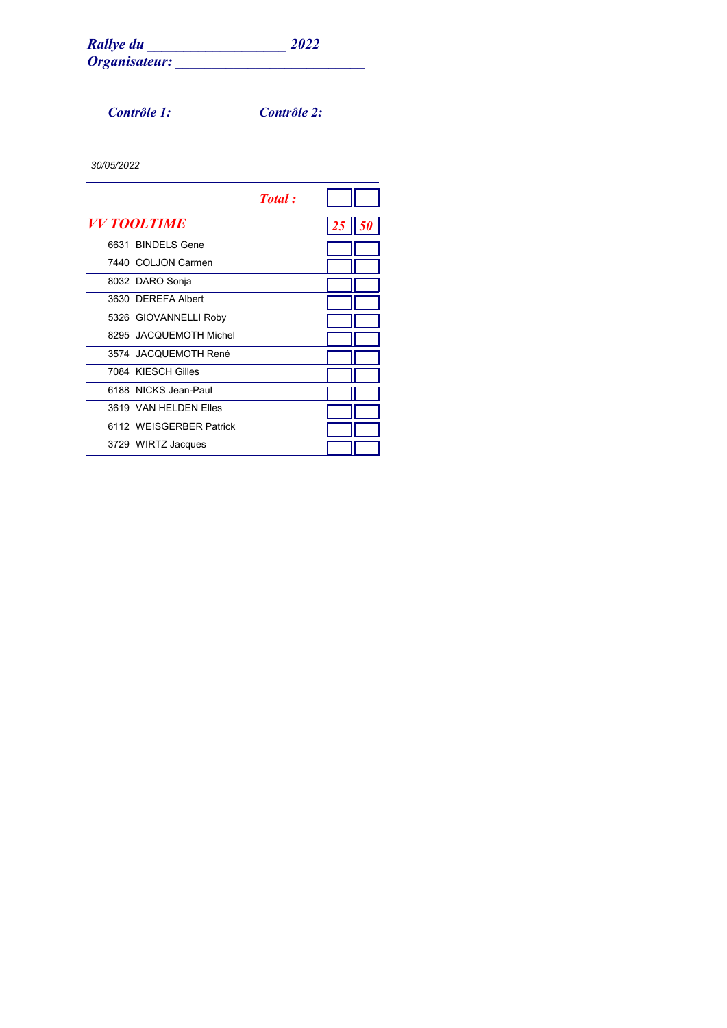***Rallye du \_\_\_\_\_\_\_\_\_\_\_\_\_\_\_\_\_\_\_ 2022***
***Organisateur: \_\_\_\_\_\_\_\_\_\_\_\_\_\_\_\_\_\_\_\_\_\_\_\_\_\_***

***Contrôle 1:*** ***Contrôle 2:***

*30/05/2022*

| | ***Total :*** | | |
|---|---|---|---|
| ***VV TOOLTIME*** | | ***25*** | ***50*** |
| 6631 | BINDELS Gene | | |
| 7440 | COLJON Carmen | | |
| 8032 | DARO Sonja | | |
| 3630 | DEREFA Albert | | |
| 5326 | GIOVANNELLI Roby | | |
| 8295 | JACQUEMOTH Michel | | |
| 3574 | JACQUEMOTH René | | |
| 7084 | KIESCH Gilles | | |
| 6188 | NICKS Jean-Paul | | |
| 3619 | VAN HELDEN Elles | | |
| 6112 | WEISGERBER Patrick | | |
| 3729 | WIRTZ Jacques | | |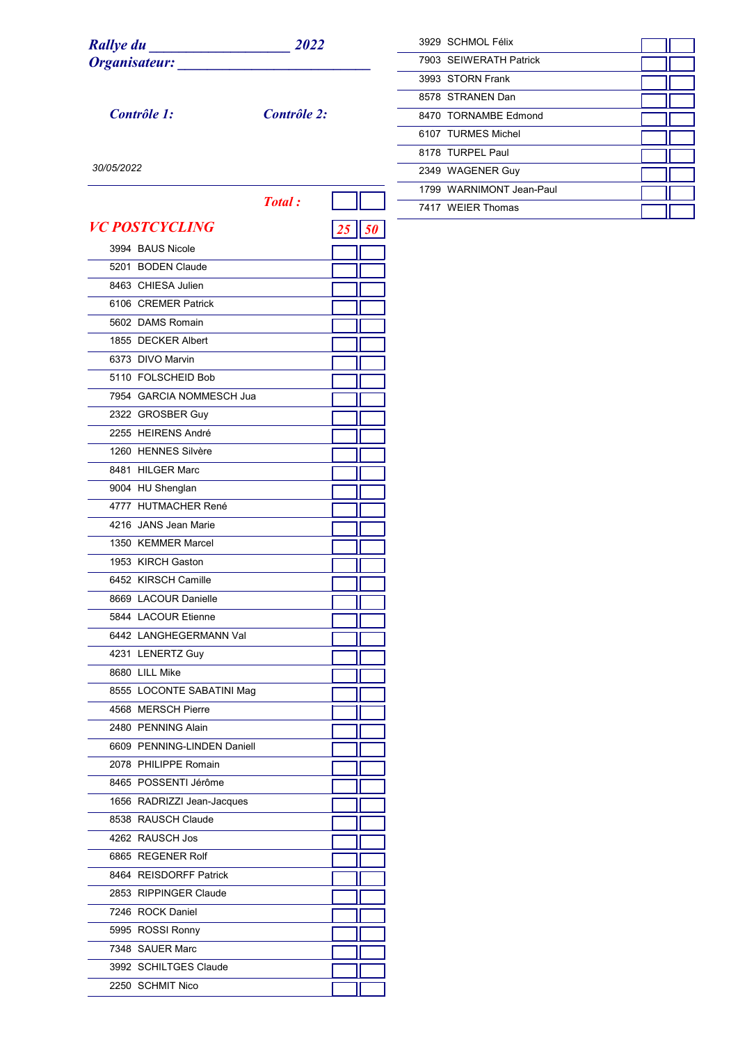***Rallye du ____________________ 2022***
***Organisateur: ____________________________***

***Contrôle 1:*** ***Contrôle 2:***

*30/05/2022*

***Total :***

## *VC POSTCYCLING*

| | 25 | 50 |
|---|---|---|
| 3994 BAUS Nicole | | |
| 5201 BODEN Claude | | |
| 8463 CHIESA Julien | | |
| 6106 CREMER Patrick | | |
| 5602 DAMS Romain | | |
| 1855 DECKER Albert | | |
| 6373 DIVO Marvin | | |
| 5110 FOLSCHEID Bob | | |
| 7954 GARCIA NOMMESCH Jua | | |
| 2322 GROSBER Guy | | |
| 2255 HEIRENS André | | |
| 1260 HENNES Silvère | | |
| 8481 HILGER Marc | | |
| 9004 HU Shenglan | | |
| 4777 HUTMACHER René | | |
| 4216 JANS Jean Marie | | |
| 1350 KEMMER Marcel | | |
| 1953 KIRCH Gaston | | |
| 6452 KIRSCH Camille | | |
| 8669 LACOUR Danielle | | |
| 5844 LACOUR Etienne | | |
| 6442 LANGHEGERMANN Val | | |
| 4231 LENERTZ Guy | | |
| 8680 LILL Mike | | |
| 8555 LOCONTE SABATINI Mag | | |
| 4568 MERSCH Pierre | | |
| 2480 PENNING Alain | | |
| 6609 PENNING-LINDEN Daniell | | |
| 2078 PHILIPPE Romain | | |
| 8465 POSSENTI Jérôme | | |
| 1656 RADRIZZI Jean-Jacques | | |
| 8538 RAUSCH Claude | | |
| 4262 RAUSCH Jos | | |
| 6865 REGENER Rolf | | |
| 8464 REISDORFF Patrick | | |
| 2853 RIPPINGER Claude | | |
| 7246 ROCK Daniel | | |
| 5995 ROSSI Ronny | | |
| 7348 SAUER Marc | | |
| 3992 SCHILTGES Claude | | |
| 2250 SCHMIT Nico | | |
| 3929 SCHMOL Félix | | |
| 7903 SEIWERATH Patrick | | |
| 3993 STORN Frank | | |
| 8578 STRANEN Dan | | |
| 8470 TORNAMBE Edmond | | |
| 6107 TURMES Michel | | |
| 8178 TURPEL Paul | | |
| 2349 WAGENER Guy | | |
| 1799 WARNIMONT Jean-Paul | | |
| 7417 WEIER Thomas | | |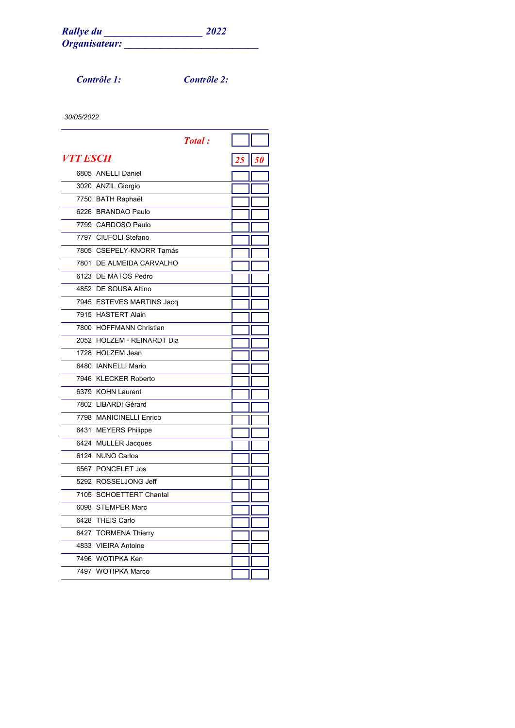***Rallye du ___________________ 2022***
***Organisateur: __________________________***

***Contrôle 1:*** ***Contrôle 2:***

*30/05/2022*

| | ***Total :*** | | |
|---|---|---|---|
| ***VTT ESCH*** | | ***25*** | ***50*** |
| 6805 | ANELLI Daniel | | |
| 3020 | ANZIL Giorgio | | |
| 7750 | BATH Raphaël | | |
| 6226 | BRANDAO Paulo | | |
| 7799 | CARDOSO Paulo | | |
| 7797 | CIUFOLI Stefano | | |
| 7805 | CSEPELY-KNORR Tamás | | |
| 7801 | DE ALMEIDA CARVALHO | | |
| 6123 | DE MATOS Pedro | | |
| 4852 | DE SOUSA Altino | | |
| 7945 | ESTEVES MARTINS Jacq | | |
| 7915 | HASTERT Alain | | |
| 7800 | HOFFMANN Christian | | |
| 2052 | HOLZEM - REINARDT Dia | | |
| 1728 | HOLZEM Jean | | |
| 6480 | IANNELLI Mario | | |
| 7946 | KLECKER Roberto | | |
| 6379 | KOHN Laurent | | |
| 7802 | LIBARDI Gérard | | |
| 7798 | MANICINELLI Enrico | | |
| 6431 | MEYERS Philippe | | |
| 6424 | MULLER Jacques | | |
| 6124 | NUNO Carlos | | |
| 6567 | PONCELET Jos | | |
| 5292 | ROSSELJONG Jeff | | |
| 7105 | SCHOETTERT Chantal | | |
| 6098 | STEMPER Marc | | |
| 6428 | THEIS Carlo | | |
| 6427 | TORMENA Thierry | | |
| 4833 | VIEIRA Antoine | | |
| 7496 | WOTIPKA Ken | | |
| 7497 | WOTIPKA Marco | | |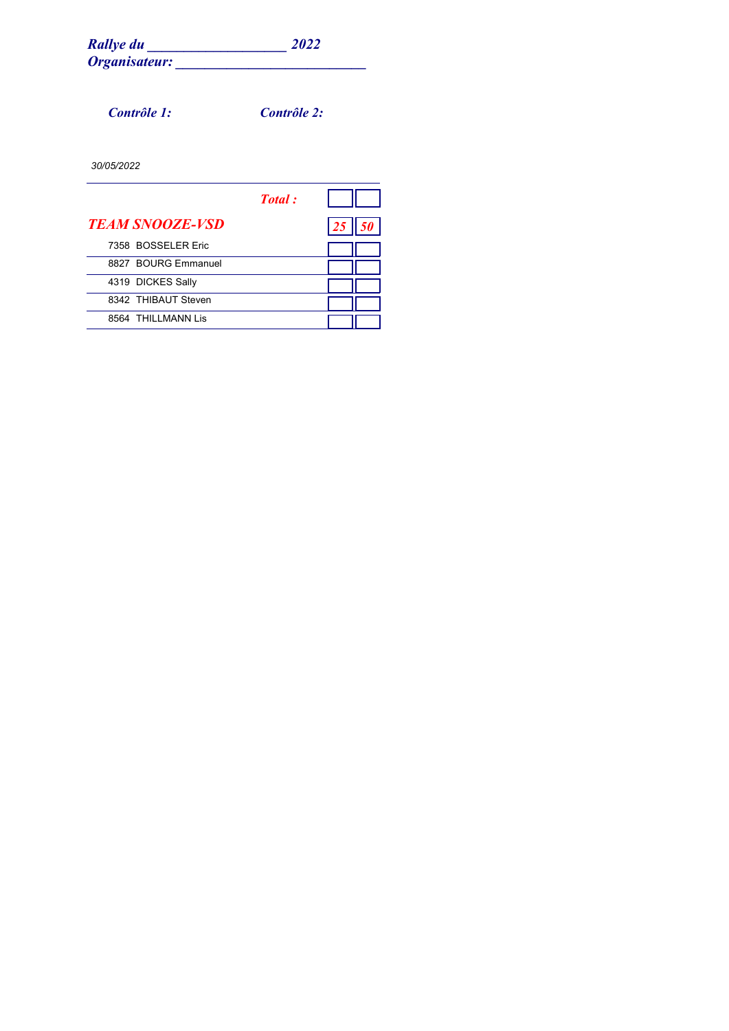***Rallye du ___________________ 2022***
***Organisateur: __________________________***

***Contrôle 1:*** ***Contrôle 2:***

*30/05/2022*

| | Total : | | |
|---|---|---|---|
| ***TEAM SNOOZE-VSD*** | | *25* | *50* |
| 7358 BOSSELER Eric | | | |
| 8827 BOURG Emmanuel | | | |
| 4319 DICKES Sally | | | |
| 8342 THIBAUT Steven | | | |
| 8564 THILLMANN Lis | | | |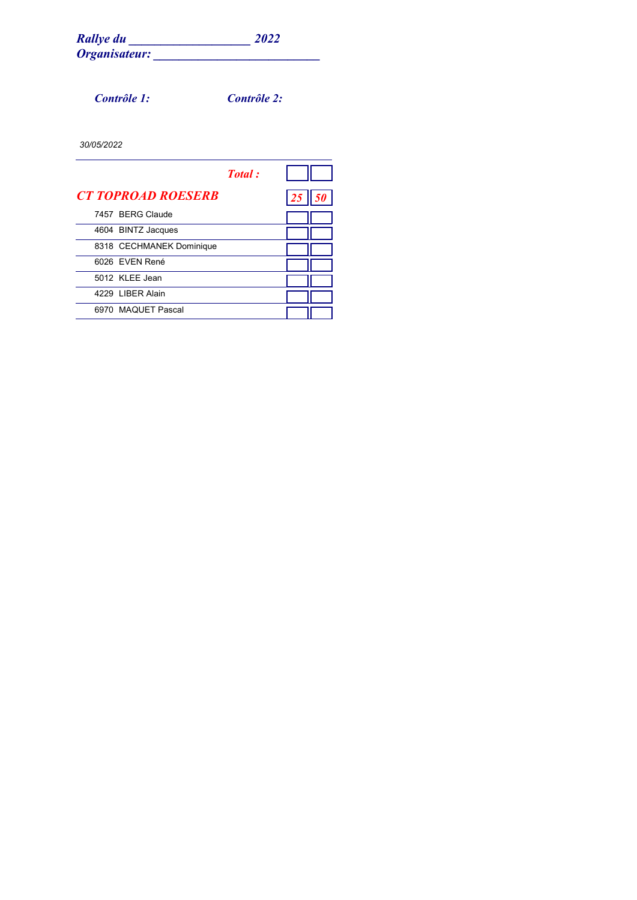***Rallye du \_\_\_\_\_\_\_\_\_\_\_\_\_\_\_\_\_\_\_ 2022***
***Organisateur: \_\_\_\_\_\_\_\_\_\_\_\_\_\_\_\_\_\_\_\_\_\_\_\_\_\_***

***Contrôle 1:*** ***Contrôle 2:***

*30/05/2022*

| | | | |
|---|---|---|---|
| | ***Total :*** | | |
| ***CT TOPROAD ROESERB*** | | ***25*** | ***50*** |
| 7457 | BERG Claude | | |
| 4604 | BINTZ Jacques | | |
| 8318 | CECHMANEK Dominique | | |
| 6026 | EVEN René | | |
| 5012 | KLEE Jean | | |
| 4229 | LIBER Alain | | |
| 6970 | MAQUET Pascal | | |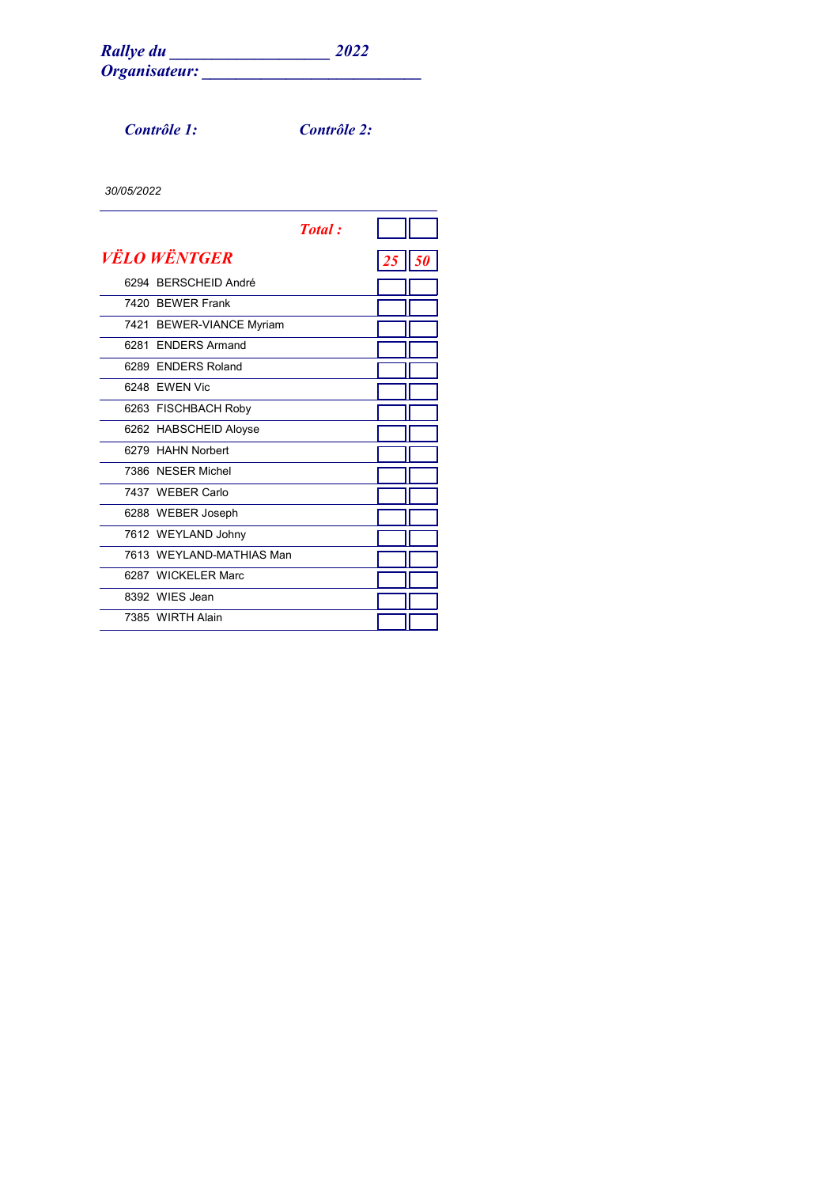***Rallye du ___________________ 2022***
***Organisateur: __________________________***

***Contrôle 1:*** ***Contrôle 2:***

*30/05/2022*

| | ***Total :*** | | |
|---|---|---|---|
| ***VËLO WËNTGER*** | | ***25*** | ***50*** |
| 6294 | BERSCHEID André | | |
| 7420 | BEWER Frank | | |
| 7421 | BEWER-VIANCE Myriam | | |
| 6281 | ENDERS Armand | | |
| 6289 | ENDERS Roland | | |
| 6248 | EWEN Vic | | |
| 6263 | FISCHBACH Roby | | |
| 6262 | HABSCHEID Aloyse | | |
| 6279 | HAHN Norbert | | |
| 7386 | NESER Michel | | |
| 7437 | WEBER Carlo | | |
| 6288 | WEBER Joseph | | |
| 7612 | WEYLAND Johny | | |
| 7613 | WEYLAND-MATHIAS Man | | |
| 6287 | WICKELER Marc | | |
| 8392 | WIES Jean | | |
| 7385 | WIRTH Alain | | |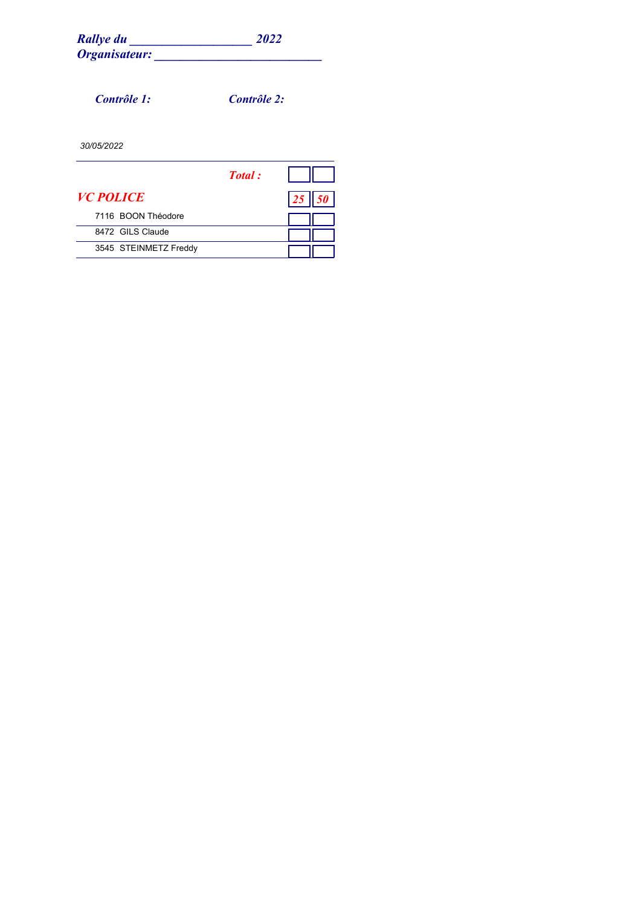***Rallye du ___________________ 2022***
***Organisateur: __________________________***

***Contrôle 1:*** ***Contrôle 2:***

*30/05/2022*

| | ***Total :*** | | |
|---|---|---|---|
| ***VC POLICE*** | | ***25*** | ***50*** |
| 7116 BOON Théodore | | | |
| 8472 GILS Claude | | | |
| 3545 STEINMETZ Freddy | | | |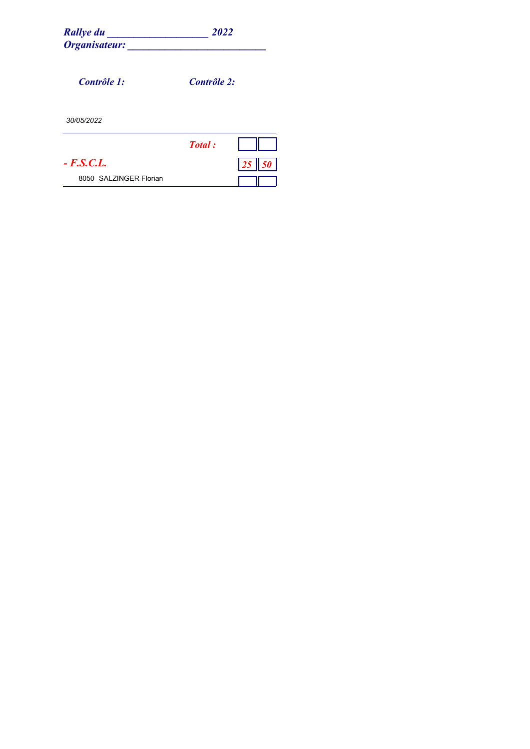***Rallye du \_\_\_\_\_\_\_\_\_\_\_\_\_\_\_\_\_\_\_ 2022***
***Organisateur: \_\_\_\_\_\_\_\_\_\_\_\_\_\_\_\_\_\_\_\_\_\_\_\_\_\_***

***Contrôle 1:*** ***Contrôle 2:***

*30/05/2022*

| | ***Total :*** | | |
|---|---|---|---|
| ***- F.S.C.L.*** | | ***25*** | ***50*** |
| 8050 SALZINGER Florian | | | |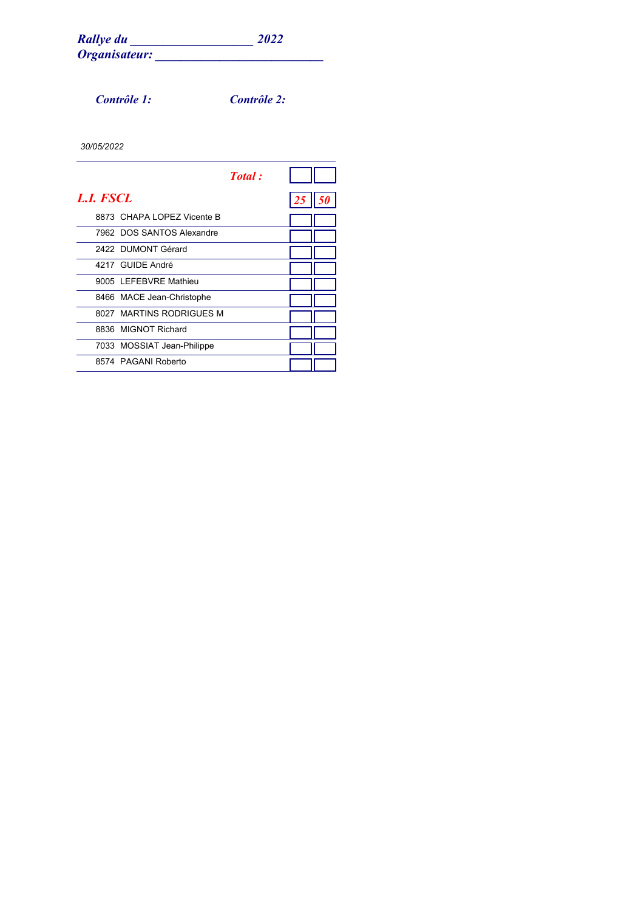***Rallye du ___________________ 2022***
***Organisateur: __________________________***

***Contrôle 1:*** ***Contrôle 2:***

*30/05/2022*

| | | Total : | | |
|---|---|---|---|---|
| **L.I. FSCL** | | | 25 | 50 |
| 8873 | CHAPA LOPEZ Vicente B | | | |
| 7962 | DOS SANTOS Alexandre | | | |
| 2422 | DUMONT Gérard | | | |
| 4217 | GUIDE André | | | |
| 9005 | LEFEBVRE Mathieu | | | |
| 8466 | MACE Jean-Christophe | | | |
| 8027 | MARTINS RODRIGUES M | | | |
| 8836 | MIGNOT Richard | | | |
| 7033 | MOSSIAT Jean-Philippe | | | |
| 8574 | PAGANI Roberto | | | |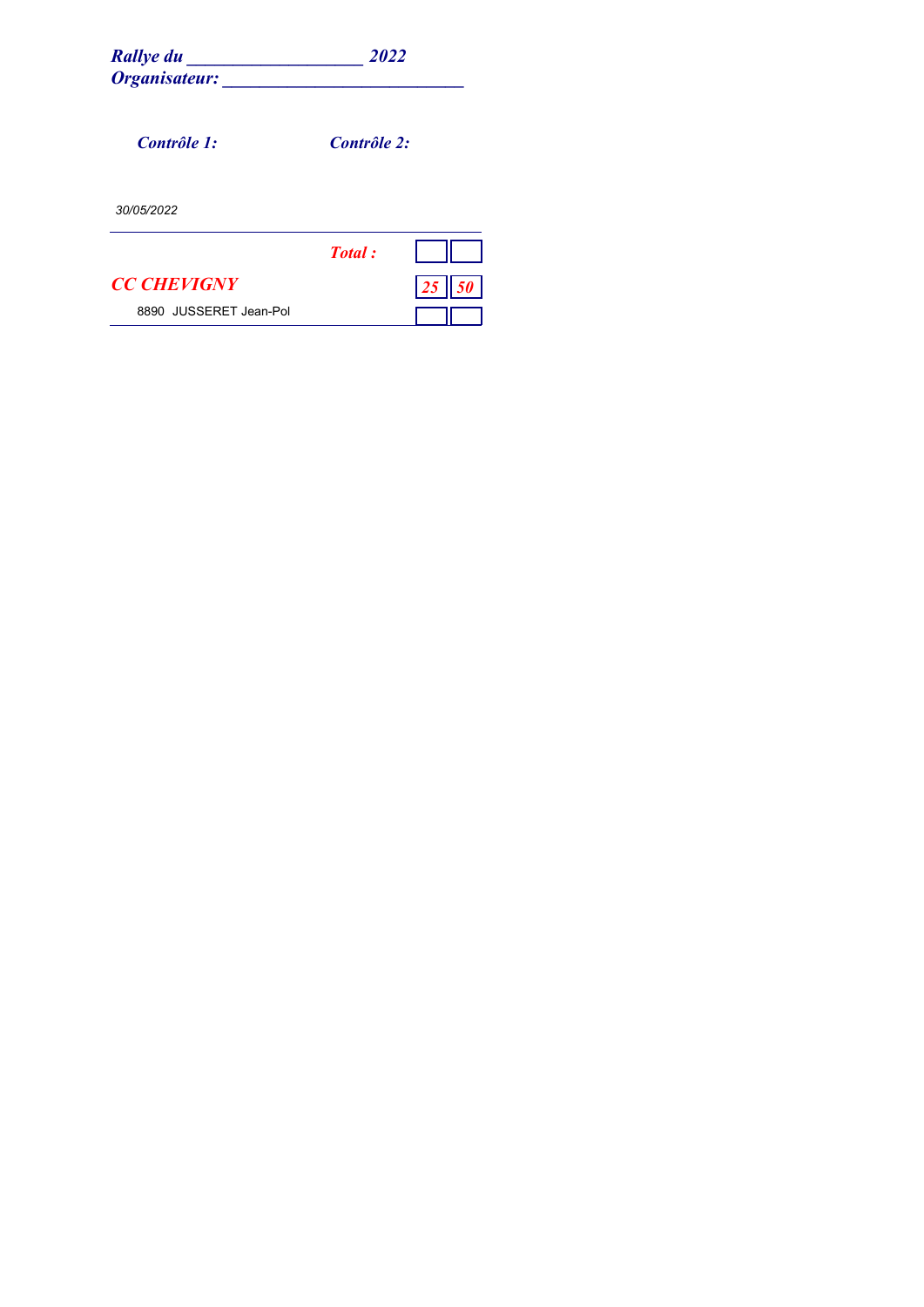***Rallye du \_\_\_\_\_\_\_\_\_\_\_\_\_\_\_\_\_\_\_ 2022***
***Organisateur: \_\_\_\_\_\_\_\_\_\_\_\_\_\_\_\_\_\_\_\_\_\_\_\_\_\_***

***Contrôle 1:*** ***Contrôle 2:***

*30/05/2022*

| | ***Total :*** | | |
|---|---|---|---|
| ***CC CHEVIGNY*** | | ***25*** | ***50*** |
| 8890 JUSSERET Jean-Pol | | | |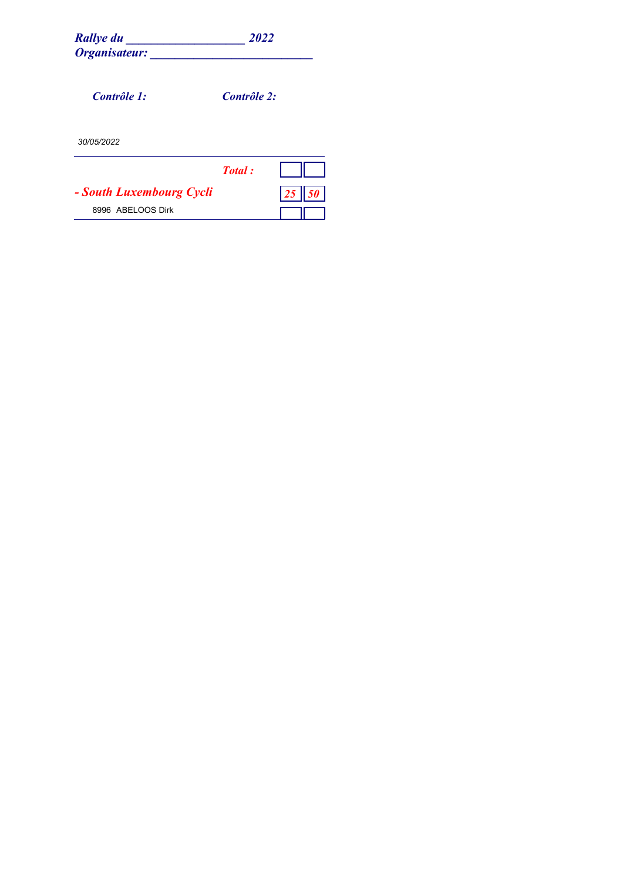***Rallye du __________________ 2022***
***Organisateur: _________________________***

***Contrôle 1:*** ***Contrôle 2:***

*30/05/2022*

| | | | |
|---|---|---|---|
| | ***Total :*** | | |
| ***- South Luxembourg Cycli*** | | ***25*** | ***50*** |
| 8996 ABELOOS Dirk | | | |